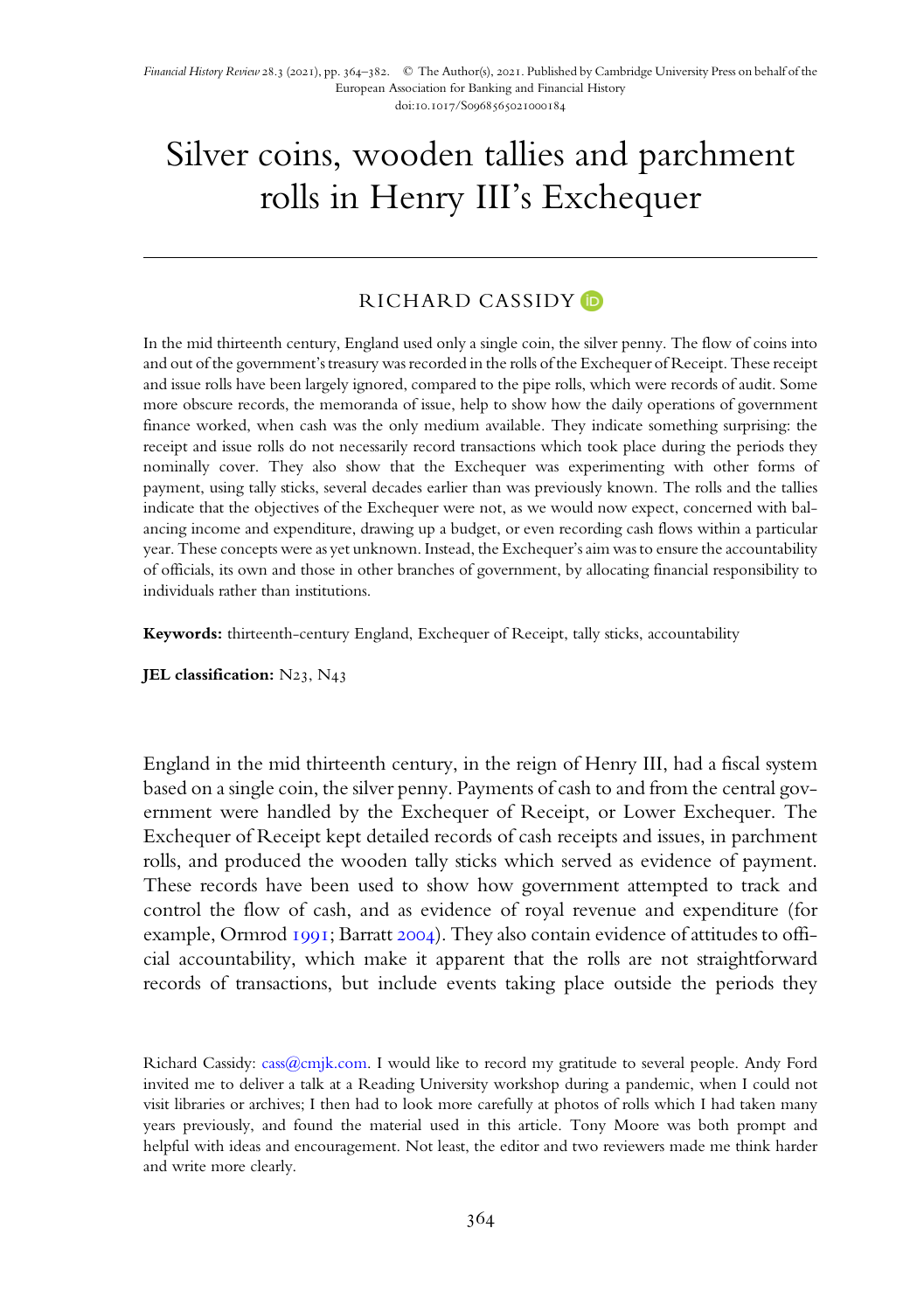Financial History Review 28.3 (2021), pp. 364–382. © The Author(s), 2021. Published by Cambridge University Press on behalf of the European Association for Banking and Financial History
doi:10.1017/S0968565021000184

# Silver coins, wooden tallies and parchment rolls in Henry III's Exchequer

RICHARD CASSIDY

In the mid thirteenth century, England used only a single coin, the silver penny. The flow of coins into and out of the government's treasury was recorded in the rolls of the Exchequer of Receipt. These receipt and issue rolls have been largely ignored, compared to the pipe rolls, which were records of audit. Some more obscure records, the memoranda of issue, help to show how the daily operations of government finance worked, when cash was the only medium available. They indicate something surprising: the receipt and issue rolls do not necessarily record transactions which took place during the periods they nominally cover. They also show that the Exchequer was experimenting with other forms of payment, using tally sticks, several decades earlier than was previously known. The rolls and the tallies indicate that the objectives of the Exchequer were not, as we would now expect, concerned with balancing income and expenditure, drawing up a budget, or even recording cash flows within a particular year. These concepts were as yet unknown. Instead, the Exchequer's aim was to ensure the accountability of officials, its own and those in other branches of government, by allocating financial responsibility to individuals rather than institutions.

**Keywords:** thirteenth-century England, Exchequer of Receipt, tally sticks, accountability

**JEL classification:** N23, N43

England in the mid thirteenth century, in the reign of Henry III, had a fiscal system based on a single coin, the silver penny. Payments of cash to and from the central government were handled by the Exchequer of Receipt, or Lower Exchequer. The Exchequer of Receipt kept detailed records of cash receipts and issues, in parchment rolls, and produced the wooden tally sticks which served as evidence of payment. These records have been used to show how government attempted to track and control the flow of cash, and as evidence of royal revenue and expenditure (for example, Ormrod 1991; Barratt 2004). They also contain evidence of attitudes to official accountability, which make it apparent that the rolls are not straightforward records of transactions, but include events taking place outside the periods they

Richard Cassidy: cass@cmjk.com. I would like to record my gratitude to several people. Andy Ford invited me to deliver a talk at a Reading University workshop during a pandemic, when I could not visit libraries or archives; I then had to look more carefully at photos of rolls which I had taken many years previously, and found the material used in this article. Tony Moore was both prompt and helpful with ideas and encouragement. Not least, the editor and two reviewers made me think harder and write more clearly.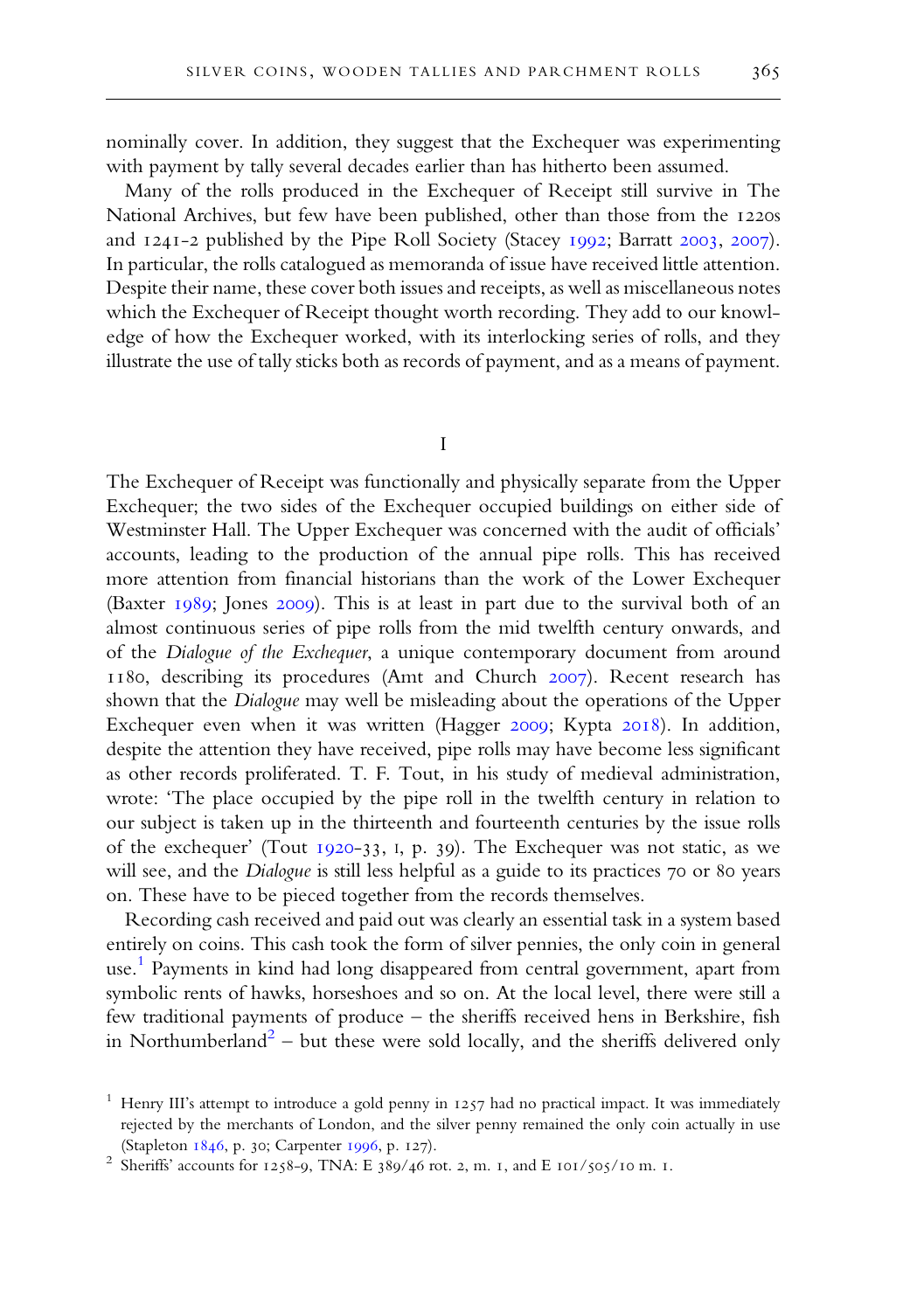nominally cover. In addition, they suggest that the Exchequer was experimenting with payment by tally several decades earlier than has hitherto been assumed.

Many of the rolls produced in the Exchequer of Receipt still survive in The National Archives, but few have been published, other than those from the 1220s and 1241-2 published by the Pipe Roll Society (Stacey 1992; Barratt 2003, 2007). In particular, the rolls catalogued as memoranda of issue have received little attention. Despite their name, these cover both issues and receipts, as well as miscellaneous notes which the Exchequer of Receipt thought worth recording. They add to our knowledge of how the Exchequer worked, with its interlocking series of rolls, and they illustrate the use of tally sticks both as records of payment, and as a means of payment.

## I

The Exchequer of Receipt was functionally and physically separate from the Upper Exchequer; the two sides of the Exchequer occupied buildings on either side of Westminster Hall. The Upper Exchequer was concerned with the audit of officials' accounts, leading to the production of the annual pipe rolls. This has received more attention from financial historians than the work of the Lower Exchequer (Baxter 1989; Jones 2009). This is at least in part due to the survival both of an almost continuous series of pipe rolls from the mid twelfth century onwards, and of the *Dialogue of the Exchequer*, a unique contemporary document from around 1180, describing its procedures (Amt and Church 2007). Recent research has shown that the *Dialogue* may well be misleading about the operations of the Upper Exchequer even when it was written (Hagger 2009; Kypta 2018). In addition, despite the attention they have received, pipe rolls may have become less significant as other records proliferated. T. F. Tout, in his study of medieval administration, wrote: 'The place occupied by the pipe roll in the twelfth century in relation to our subject is taken up in the thirteenth and fourteenth centuries by the issue rolls of the exchequer' (Tout 1920-33, I, p. 39). The Exchequer was not static, as we will see, and the *Dialogue* is still less helpful as a guide to its practices 70 or 80 years on. These have to be pieced together from the records themselves.

Recording cash received and paid out was clearly an essential task in a system based entirely on coins. This cash took the form of silver pennies, the only coin in general use.[1] Payments in kind had long disappeared from central government, apart from symbolic rents of hawks, horseshoes and so on. At the local level, there were still a few traditional payments of produce – the sheriffs received hens in Berkshire, fish in Northumberland[2] – but these were sold locally, and the sheriffs delivered only

[1] Henry III's attempt to introduce a gold penny in 1257 had no practical impact. It was immediately rejected by the merchants of London, and the silver penny remained the only coin actually in use (Stapleton 1846, p. 30; Carpenter 1996, p. 127).

[2] Sheriffs' accounts for 1258-9, TNA: E 389/46 rot. 2, m. 1, and E 101/505/10 m. 1.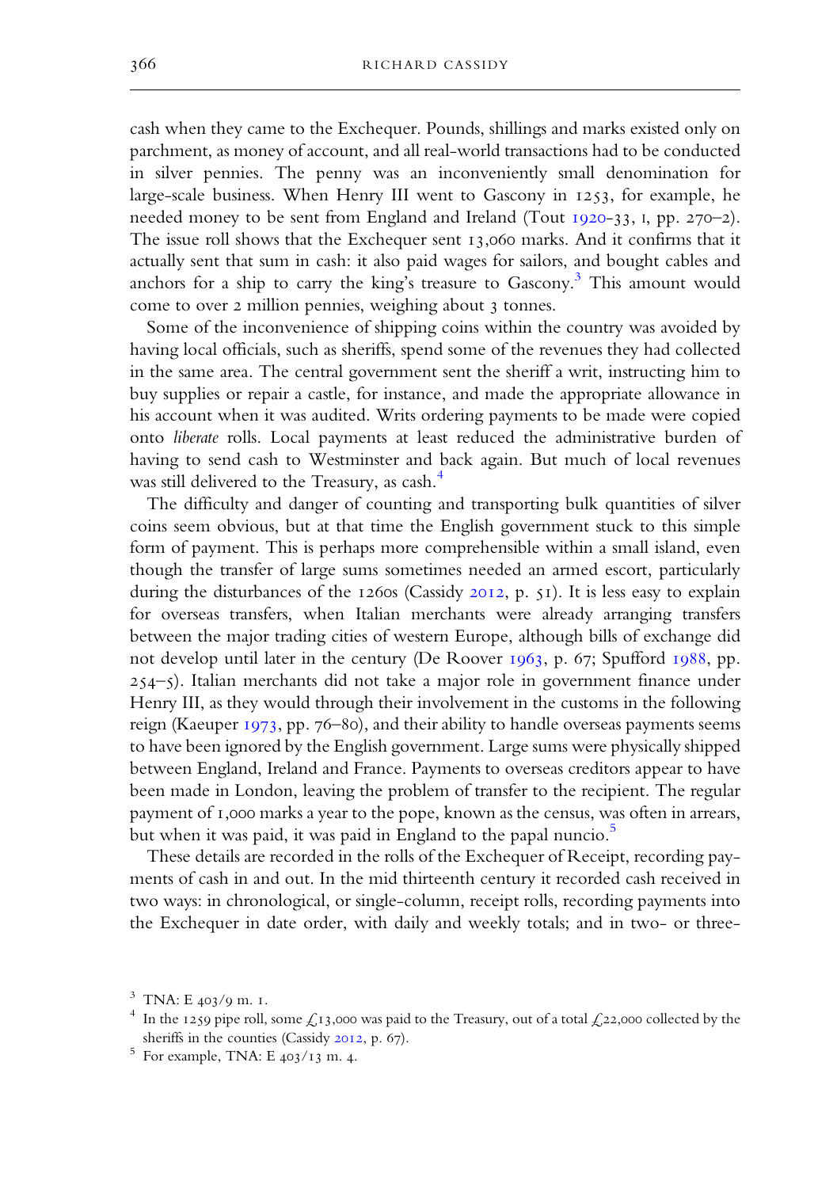cash when they came to the Exchequer. Pounds, shillings and marks existed only on parchment, as money of account, and all real-world transactions had to be conducted in silver pennies. The penny was an inconveniently small denomination for large-scale business. When Henry III went to Gascony in 1253, for example, he needed money to be sent from England and Ireland (Tout 1920–33, I, pp. 270–2). The issue roll shows that the Exchequer sent 13,060 marks. And it confirms that it actually sent that sum in cash: it also paid wages for sailors, and bought cables and anchors for a ship to carry the king's treasure to Gascony.[3] This amount would come to over 2 million pennies, weighing about 3 tonnes.

Some of the inconvenience of shipping coins within the country was avoided by having local officials, such as sheriffs, spend some of the revenues they had collected in the same area. The central government sent the sheriff a writ, instructing him to buy supplies or repair a castle, for instance, and made the appropriate allowance in his account when it was audited. Writs ordering payments to be made were copied onto *liberate* rolls. Local payments at least reduced the administrative burden of having to send cash to Westminster and back again. But much of local revenues was still delivered to the Treasury, as cash.[4]

The difficulty and danger of counting and transporting bulk quantities of silver coins seem obvious, but at that time the English government stuck to this simple form of payment. This is perhaps more comprehensible within a small island, even though the transfer of large sums sometimes needed an armed escort, particularly during the disturbances of the 1260s (Cassidy 2012, p. 51). It is less easy to explain for overseas transfers, when Italian merchants were already arranging transfers between the major trading cities of western Europe, although bills of exchange did not develop until later in the century (De Roover 1963, p. 67; Spufford 1988, pp. 254–5). Italian merchants did not take a major role in government finance under Henry III, as they would through their involvement in the customs in the following reign (Kaeuper 1973, pp. 76–80), and their ability to handle overseas payments seems to have been ignored by the English government. Large sums were physically shipped between England, Ireland and France. Payments to overseas creditors appear to have been made in London, leaving the problem of transfer to the recipient. The regular payment of 1,000 marks a year to the pope, known as the census, was often in arrears, but when it was paid, it was paid in England to the papal nuncio.[5]

These details are recorded in the rolls of the Exchequer of Receipt, recording payments of cash in and out. In the mid thirteenth century it recorded cash received in two ways: in chronological, or single-column, receipt rolls, recording payments into the Exchequer in date order, with daily and weekly totals; and in two- or three-

---

[3] TNA: E 403/9 m. 1.

[4] In the 1259 pipe roll, some £13,000 was paid to the Treasury, out of a total £22,000 collected by the sheriffs in the counties (Cassidy 2012, p. 67).

[5] For example, TNA: E 403/13 m. 4.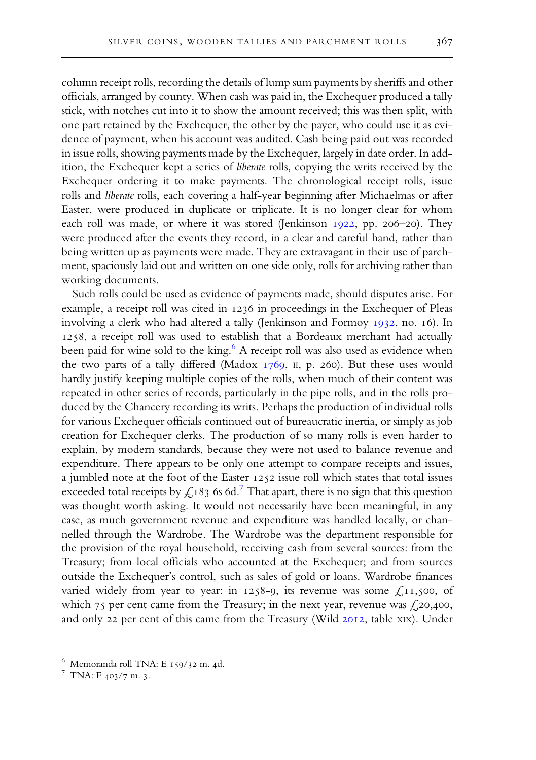column receipt rolls, recording the details of lump sum payments by sheriffs and other officials, arranged by county. When cash was paid in, the Exchequer produced a tally stick, with notches cut into it to show the amount received; this was then split, with one part retained by the Exchequer, the other by the payer, who could use it as evidence of payment, when his account was audited. Cash being paid out was recorded in issue rolls, showing payments made by the Exchequer, largely in date order. In addition, the Exchequer kept a series of *liberate* rolls, copying the writs received by the Exchequer ordering it to make payments. The chronological receipt rolls, issue rolls and *liberate* rolls, each covering a half-year beginning after Michaelmas or after Easter, were produced in duplicate or triplicate. It is no longer clear for whom each roll was made, or where it was stored (Jenkinson 1922, pp. 206–20). They were produced after the events they record, in a clear and careful hand, rather than being written up as payments were made. They are extravagant in their use of parchment, spaciously laid out and written on one side only, rolls for archiving rather than working documents.

Such rolls could be used as evidence of payments made, should disputes arise. For example, a receipt roll was cited in 1236 in proceedings in the Exchequer of Pleas involving a clerk who had altered a tally (Jenkinson and Formoy 1932, no. 16). In 1258, a receipt roll was used to establish that a Bordeaux merchant had actually been paid for wine sold to the king.[6] A receipt roll was also used as evidence when the two parts of a tally differed (Madox 1769, II, p. 260). But these uses would hardly justify keeping multiple copies of the rolls, when much of their content was repeated in other series of records, particularly in the pipe rolls, and in the rolls produced by the Chancery recording its writs. Perhaps the production of individual rolls for various Exchequer officials continued out of bureaucratic inertia, or simply as job creation for Exchequer clerks. The production of so many rolls is even harder to explain, by modern standards, because they were not used to balance revenue and expenditure. There appears to be only one attempt to compare receipts and issues, a jumbled note at the foot of the Easter 1252 issue roll which states that total issues exceeded total receipts by £183 6s 6d.[7] That apart, there is no sign that this question was thought worth asking. It would not necessarily have been meaningful, in any case, as much government revenue and expenditure was handled locally, or channelled through the Wardrobe. The Wardrobe was the department responsible for the provision of the royal household, receiving cash from several sources: from the Treasury; from local officials who accounted at the Exchequer; and from sources outside the Exchequer's control, such as sales of gold or loans. Wardrobe finances varied widely from year to year: in 1258-9, its revenue was some £11,500, of which 75 per cent came from the Treasury; in the next year, revenue was £20,400, and only 22 per cent of this came from the Treasury (Wild 2012, table XIX). Under

[6] Memoranda roll TNA: E 159/32 m. 4d.

[7] TNA: E 403/7 m. 3.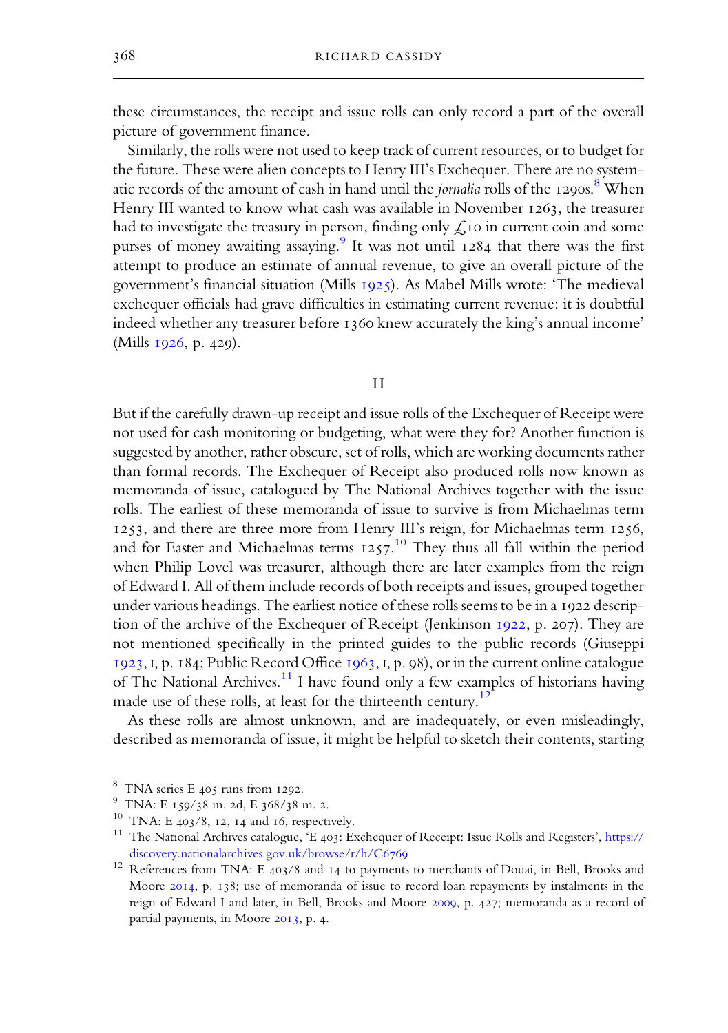these circumstances, the receipt and issue rolls can only record a part of the overall picture of government finance.

Similarly, the rolls were not used to keep track of current resources, or to budget for the future. These were alien concepts to Henry III's Exchequer. There are no systematic records of the amount of cash in hand until the *jornalia* rolls of the 1290s.[8] When Henry III wanted to know what cash was available in November 1263, the treasurer had to investigate the treasury in person, finding only £10 in current coin and some purses of money awaiting assaying.[9] It was not until 1284 that there was the first attempt to produce an estimate of annual revenue, to give an overall picture of the government's financial situation (Mills 1925). As Mabel Mills wrote: 'The medieval exchequer officials had grave difficulties in estimating current revenue: it is doubtful indeed whether any treasurer before 1360 knew accurately the king's annual income' (Mills 1926, p. 429).

## II

But if the carefully drawn-up receipt and issue rolls of the Exchequer of Receipt were not used for cash monitoring or budgeting, what were they for? Another function is suggested by another, rather obscure, set of rolls, which are working documents rather than formal records. The Exchequer of Receipt also produced rolls now known as memoranda of issue, catalogued by The National Archives together with the issue rolls. The earliest of these memoranda of issue to survive is from Michaelmas term 1253, and there are three more from Henry III's reign, for Michaelmas term 1256, and for Easter and Michaelmas terms 1257.[10] They thus all fall within the period when Philip Lovel was treasurer, although there are later examples from the reign of Edward I. All of them include records of both receipts and issues, grouped together under various headings. The earliest notice of these rolls seems to be in a 1922 description of the archive of the Exchequer of Receipt (Jenkinson 1922, p. 207). They are not mentioned specifically in the printed guides to the public records (Giuseppi 1923, I, p. 184; Public Record Office 1963, I, p. 98), or in the current online catalogue of The National Archives.[11] I have found only a few examples of historians having made use of these rolls, at least for the thirteenth century.[12]

As these rolls are almost unknown, and are inadequately, or even misleadingly, described as memoranda of issue, it might be helpful to sketch their contents, starting

---

[8] TNA series E 405 runs from 1292.

[9] TNA: E 159/38 m. 2d, E 368/38 m. 2.

[10] TNA: E 403/8, 12, 14 and 16, respectively.

[11] The National Archives catalogue, 'E 403: Exchequer of Receipt: Issue Rolls and Registers', https://discovery.nationalarchives.gov.uk/browse/r/h/C6769

[12] References from TNA: E 403/8 and 14 to payments to merchants of Douai, in Bell, Brooks and Moore 2014, p. 138; use of memoranda of issue to record loan repayments by instalments in the reign of Edward I and later, in Bell, Brooks and Moore 2009, p. 427; memoranda as a record of partial payments, in Moore 2013, p. 4.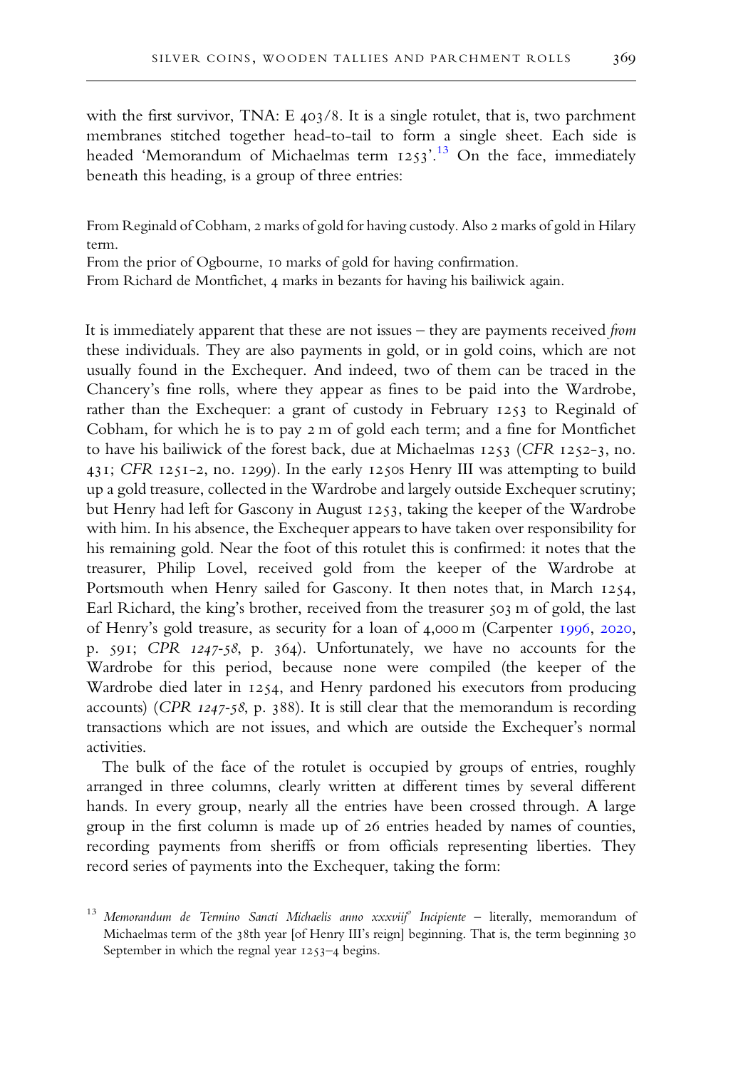with the first survivor, TNA: E 403/8. It is a single rotulet, that is, two parchment membranes stitched together head-to-tail to form a single sheet. Each side is headed 'Memorandum of Michaelmas term 1253'.[13] On the face, immediately beneath this heading, is a group of three entries:

> From Reginald of Cobham, 2 marks of gold for having custody. Also 2 marks of gold in Hilary term.
> From the prior of Ogbourne, 10 marks of gold for having confirmation.
> From Richard de Montfichet, 4 marks in bezants for having his bailiwick again.

It is immediately apparent that these are not issues – they are payments received *from* these individuals. They are also payments in gold, or in gold coins, which are not usually found in the Exchequer. And indeed, two of them can be traced in the Chancery's fine rolls, where they appear as fines to be paid into the Wardrobe, rather than the Exchequer: a grant of custody in February 1253 to Reginald of Cobham, for which he is to pay 2 m of gold each term; and a fine for Montfichet to have his bailiwick of the forest back, due at Michaelmas 1253 (*CFR* 1252-3, no. 431; *CFR* 1251-2, no. 1299). In the early 1250s Henry III was attempting to build up a gold treasure, collected in the Wardrobe and largely outside Exchequer scrutiny; but Henry had left for Gascony in August 1253, taking the keeper of the Wardrobe with him. In his absence, the Exchequer appears to have taken over responsibility for his remaining gold. Near the foot of this rotulet this is confirmed: it notes that the treasurer, Philip Lovel, received gold from the keeper of the Wardrobe at Portsmouth when Henry sailed for Gascony. It then notes that, in March 1254, Earl Richard, the king's brother, received from the treasurer 503 m of gold, the last of Henry's gold treasure, as security for a loan of 4,000 m (Carpenter 1996, 2020, p. 591; *CPR 1247-58*, p. 364). Unfortunately, we have no accounts for the Wardrobe for this period, because none were compiled (the keeper of the Wardrobe died later in 1254, and Henry pardoned his executors from producing accounts) (*CPR 1247-58*, p. 388). It is still clear that the memorandum is recording transactions which are not issues, and which are outside the Exchequer's normal activities.

The bulk of the face of the rotulet is occupied by groups of entries, roughly arranged in three columns, clearly written at different times by several different hands. In every group, nearly all the entries have been crossed through. A large group in the first column is made up of 26 entries headed by names of counties, recording payments from sheriffs or from officials representing liberties. They record series of payments into the Exchequer, taking the form:

[13] *Memorandum de Termino Sancti Michaelis anno xxxviij° Incipiente* – literally, memorandum of Michaelmas term of the 38th year [of Henry III's reign] beginning. That is, the term beginning 30 September in which the regnal year 1253–4 begins.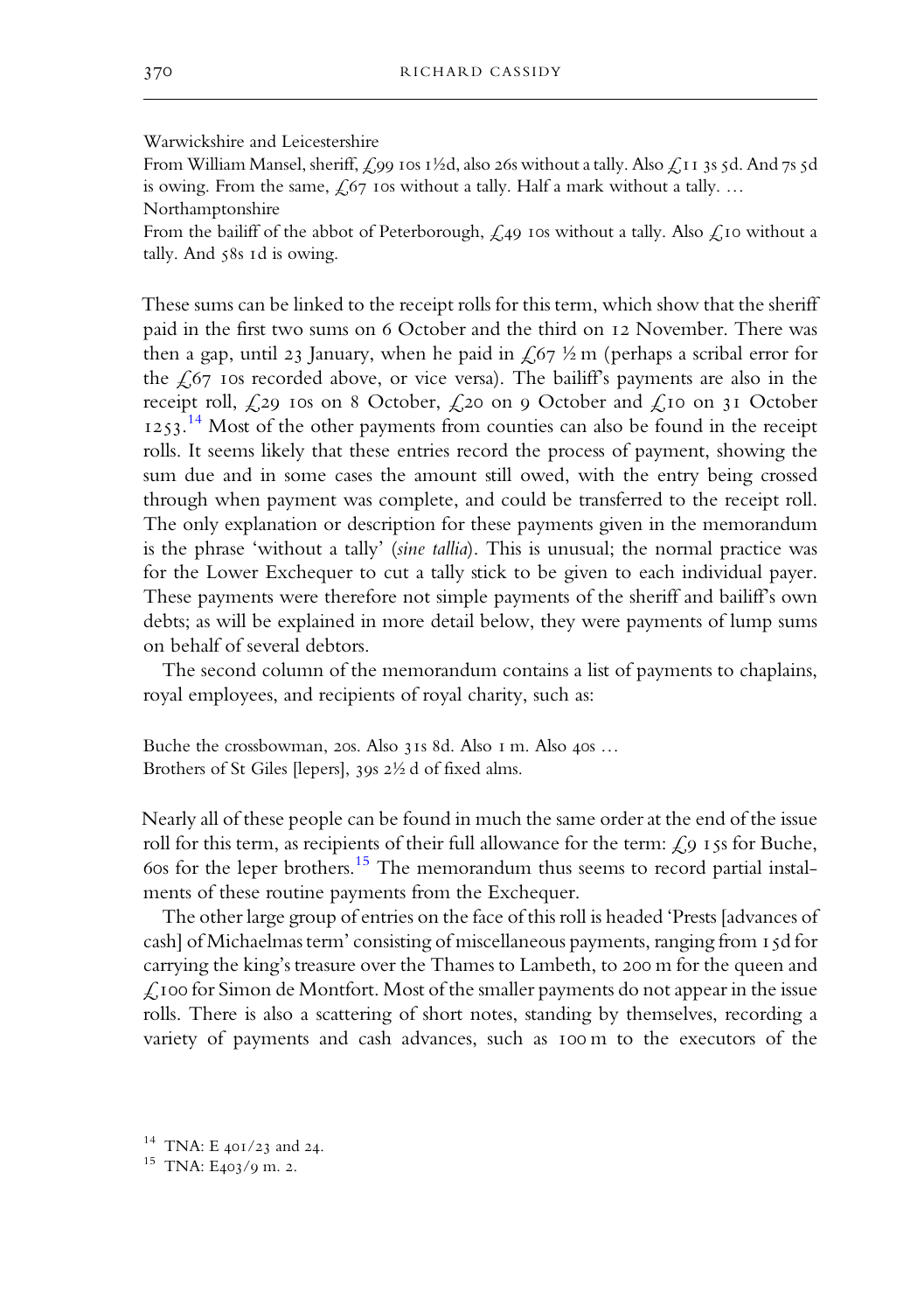Warwickshire and Leicestershire

From William Mansel, sheriff, £99 10s 1½d, also 26s without a tally. Also £11 3s 5d. And 7s 5d is owing. From the same, £67 10s without a tally. Half a mark without a tally. …

Northamptonshire

From the bailiff of the abbot of Peterborough, £49 10s without a tally. Also £10 without a tally. And 58s 1d is owing.

These sums can be linked to the receipt rolls for this term, which show that the sheriff paid in the first two sums on 6 October and the third on 12 November. There was then a gap, until 23 January, when he paid in £67 ½ m (perhaps a scribal error for the £67 10s recorded above, or vice versa). The bailiff's payments are also in the receipt roll, £29 10s on 8 October, £20 on 9 October and £10 on 31 October 1253.[14] Most of the other payments from counties can also be found in the receipt rolls. It seems likely that these entries record the process of payment, showing the sum due and in some cases the amount still owed, with the entry being crossed through when payment was complete, and could be transferred to the receipt roll. The only explanation or description for these payments given in the memorandum is the phrase 'without a tally' (*sine tallia*). This is unusual; the normal practice was for the Lower Exchequer to cut a tally stick to be given to each individual payer. These payments were therefore not simple payments of the sheriff and bailiff's own debts; as will be explained in more detail below, they were payments of lump sums on behalf of several debtors.

The second column of the memorandum contains a list of payments to chaplains, royal employees, and recipients of royal charity, such as:

Buche the crossbowman, 20s. Also 31s 8d. Also 1 m. Also 40s …
Brothers of St Giles [lepers], 39s 2½ d of fixed alms.

Nearly all of these people can be found in much the same order at the end of the issue roll for this term, as recipients of their full allowance for the term: £9 15s for Buche, 60s for the leper brothers.[15] The memorandum thus seems to record partial instalments of these routine payments from the Exchequer.

The other large group of entries on the face of this roll is headed 'Prests [advances of cash] of Michaelmas term' consisting of miscellaneous payments, ranging from 15d for carrying the king's treasure over the Thames to Lambeth, to 200 m for the queen and £100 for Simon de Montfort. Most of the smaller payments do not appear in the issue rolls. There is also a scattering of short notes, standing by themselves, recording a variety of payments and cash advances, such as 100 m to the executors of the

[14] TNA: E 401/23 and 24.

[15] TNA: E403/9 m. 2.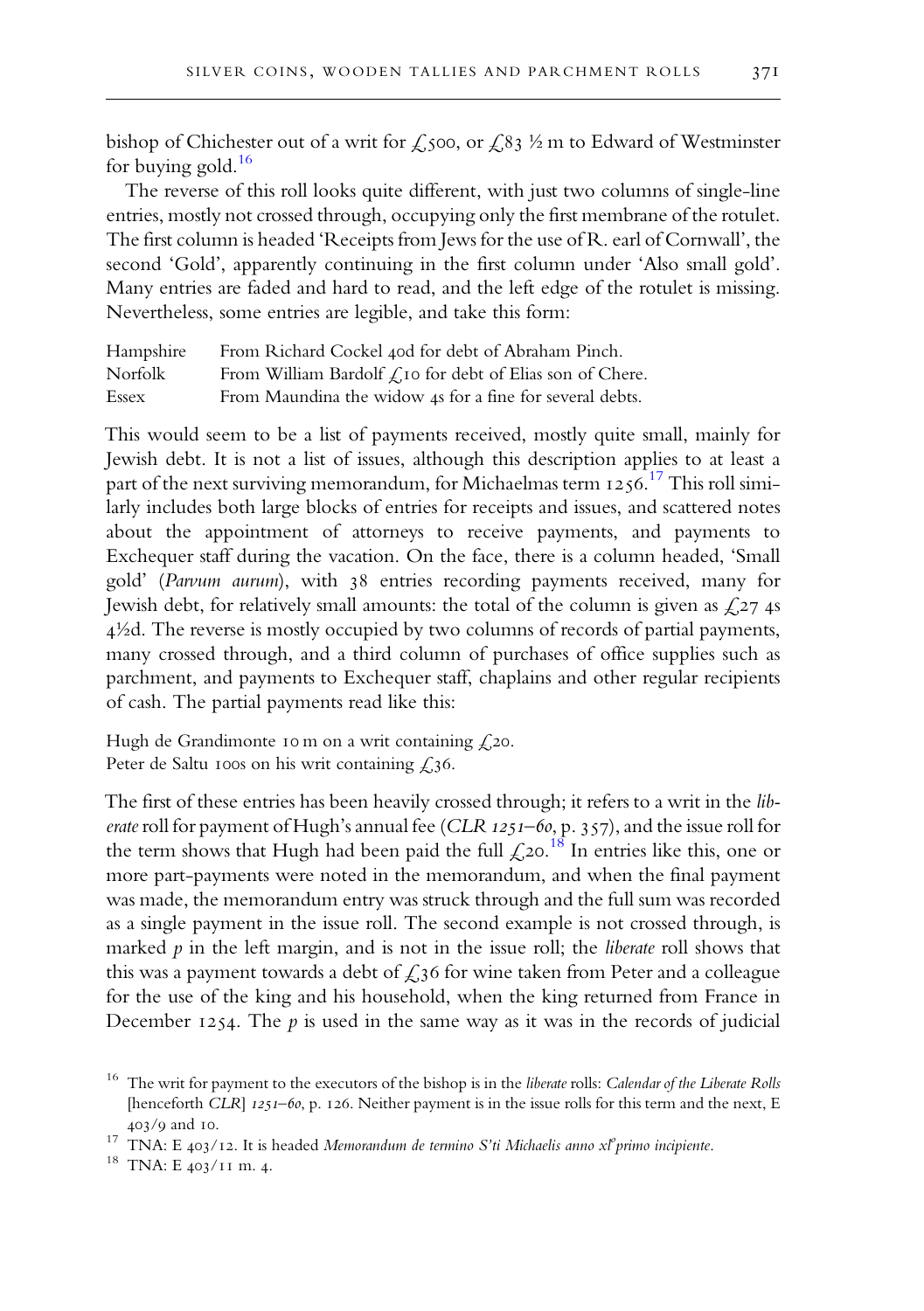bishop of Chichester out of a writ for £500, or £83 ½ m to Edward of Westminster for buying gold.[16]

The reverse of this roll looks quite different, with just two columns of single-line entries, mostly not crossed through, occupying only the first membrane of the rotulet. The first column is headed 'Receipts from Jews for the use of R. earl of Cornwall', the second 'Gold', apparently continuing in the first column under 'Also small gold'. Many entries are faded and hard to read, and the left edge of the rotulet is missing. Nevertheless, some entries are legible, and take this form:

| | |
|---|---|
| Hampshire | From Richard Cockel 40d for debt of Abraham Pinch. |
| Norfolk | From William Bardolf £10 for debt of Elias son of Chere. |
| Essex | From Maundina the widow 4s for a fine for several debts. |

This would seem to be a list of payments received, mostly quite small, mainly for Jewish debt. It is not a list of issues, although this description applies to at least a part of the next surviving memorandum, for Michaelmas term 1256.[17] This roll similarly includes both large blocks of entries for receipts and issues, and scattered notes about the appointment of attorneys to receive payments, and payments to Exchequer staff during the vacation. On the face, there is a column headed, 'Small gold' (*Parvum aurum*), with 38 entries recording payments received, many for Jewish debt, for relatively small amounts: the total of the column is given as £27 4s 4½d. The reverse is mostly occupied by two columns of records of partial payments, many crossed through, and a third column of purchases of office supplies such as parchment, and payments to Exchequer staff, chaplains and other regular recipients of cash. The partial payments read like this:

Hugh de Grandimonte 10 m on a writ containing £20.
Peter de Saltu 100s on his writ containing £36.

The first of these entries has been heavily crossed through; it refers to a writ in the *liberate* roll for payment of Hugh's annual fee (*CLR 1251–60*, p. 357), and the issue roll for the term shows that Hugh had been paid the full £20.[18] In entries like this, one or more part-payments were noted in the memorandum, and when the final payment was made, the memorandum entry was struck through and the full sum was recorded as a single payment in the issue roll. The second example is not crossed through, is marked *p* in the left margin, and is not in the issue roll; the *liberate* roll shows that this was a payment towards a debt of £36 for wine taken from Peter and a colleague for the use of the king and his household, when the king returned from France in December 1254. The *p* is used in the same way as it was in the records of judicial

[16] The writ for payment to the executors of the bishop is in the *liberate* rolls: *Calendar of the Liberate Rolls* [henceforth *CLR*] *1251–60*, p. 126. Neither payment is in the issue rolls for this term and the next, E 403/9 and 10.

[17] TNA: E 403/12. It is headed *Memorandum de termino S'ti Michaelis anno xl°primo incipiente*.

[18] TNA: E 403/11 m. 4.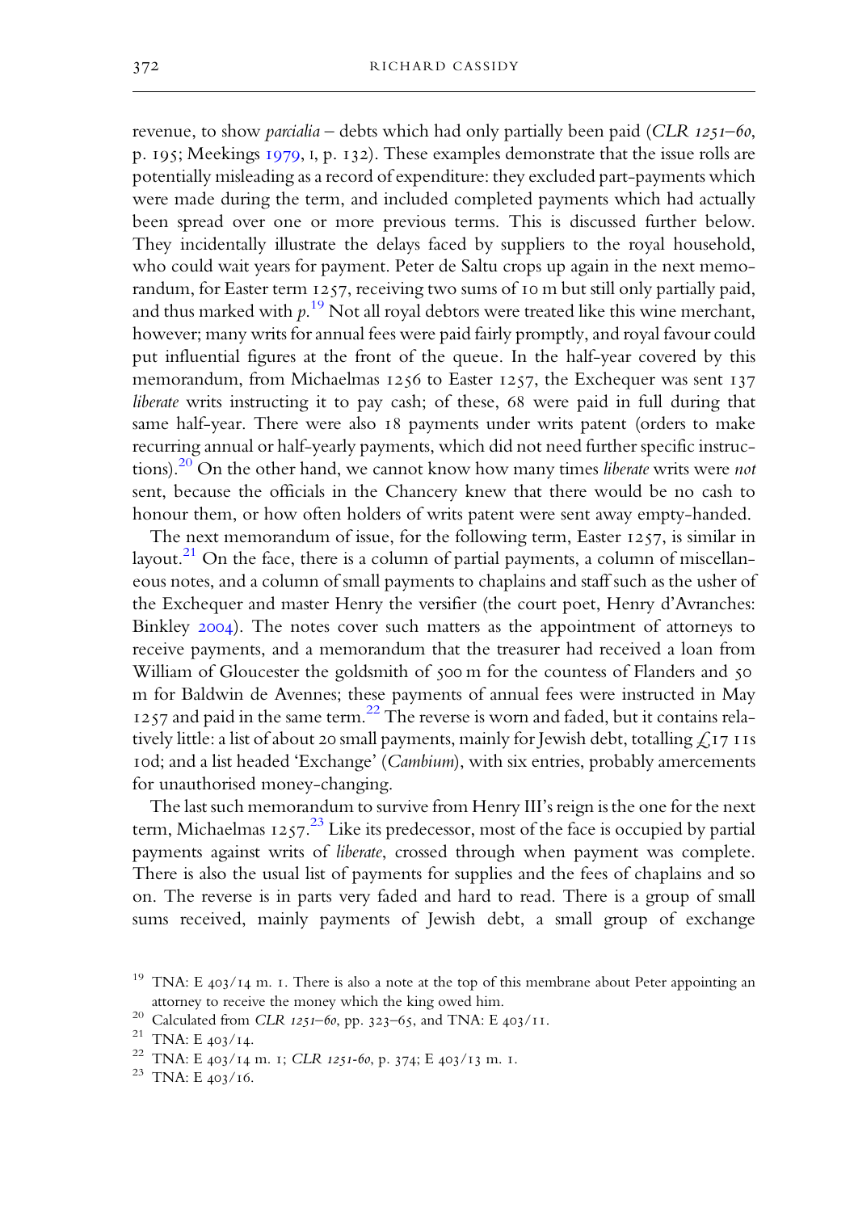revenue, to show *parcialia* – debts which had only partially been paid (*CLR 1251–60*, p. 195; Meekings 1979, I, p. 132). These examples demonstrate that the issue rolls are potentially misleading as a record of expenditure: they excluded part-payments which were made during the term, and included completed payments which had actually been spread over one or more previous terms. This is discussed further below. They incidentally illustrate the delays faced by suppliers to the royal household, who could wait years for payment. Peter de Saltu crops up again in the next memorandum, for Easter term 1257, receiving two sums of 10 m but still only partially paid, and thus marked with *p*.[19] Not all royal debtors were treated like this wine merchant, however; many writs for annual fees were paid fairly promptly, and royal favour could put influential figures at the front of the queue. In the half-year covered by this memorandum, from Michaelmas 1256 to Easter 1257, the Exchequer was sent 137 *liberate* writs instructing it to pay cash; of these, 68 were paid in full during that same half-year. There were also 18 payments under writs patent (orders to make recurring annual or half-yearly payments, which did not need further specific instructions).[20] On the other hand, we cannot know how many times *liberate* writs were *not* sent, because the officials in the Chancery knew that there would be no cash to honour them, or how often holders of writs patent were sent away empty-handed.

The next memorandum of issue, for the following term, Easter 1257, is similar in layout.[21] On the face, there is a column of partial payments, a column of miscellaneous notes, and a column of small payments to chaplains and staff such as the usher of the Exchequer and master Henry the versifier (the court poet, Henry d'Avranches: Binkley 2004). The notes cover such matters as the appointment of attorneys to receive payments, and a memorandum that the treasurer had received a loan from William of Gloucester the goldsmith of 500 m for the countess of Flanders and 50 m for Baldwin de Avennes; these payments of annual fees were instructed in May 1257 and paid in the same term.[22] The reverse is worn and faded, but it contains relatively little: a list of about 20 small payments, mainly for Jewish debt, totalling £17 11s 10d; and a list headed 'Exchange' (*Cambium*), with six entries, probably amercements for unauthorised money-changing.

The last such memorandum to survive from Henry III's reign is the one for the next term, Michaelmas 1257.[23] Like its predecessor, most of the face is occupied by partial payments against writs of *liberate*, crossed through when payment was complete. There is also the usual list of payments for supplies and the fees of chaplains and so on. The reverse is in parts very faded and hard to read. There is a group of small sums received, mainly payments of Jewish debt, a small group of exchange

---

[19] TNA: E 403/14 m. 1. There is also a note at the top of this membrane about Peter appointing an attorney to receive the money which the king owed him.

[20] Calculated from *CLR 1251–60*, pp. 323–65, and TNA: E 403/11.

[21] TNA: E 403/14.

[22] TNA: E 403/14 m. 1; *CLR 1251-60*, p. 374; E 403/13 m. 1.

[23] TNA: E 403/16.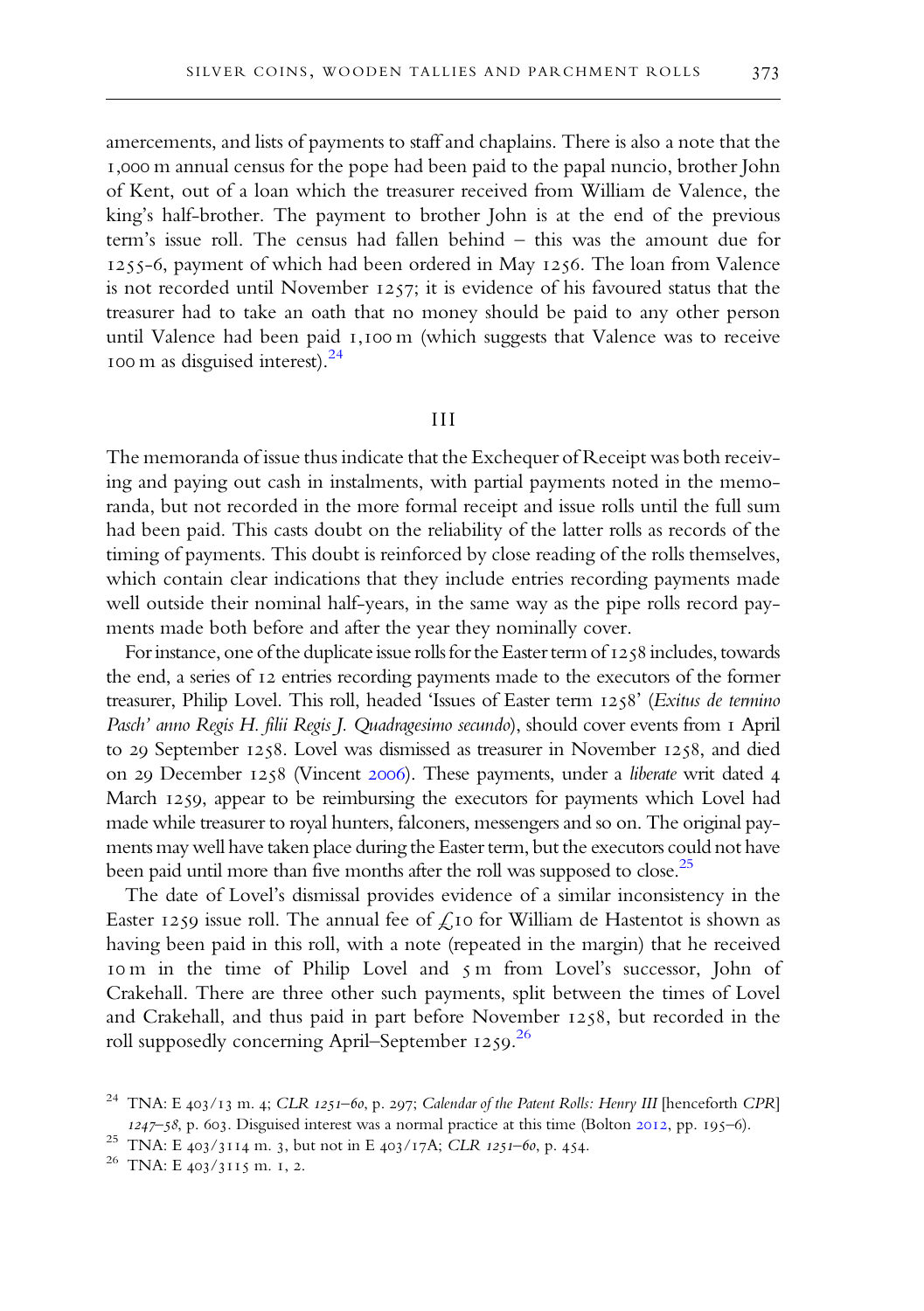amercements, and lists of payments to staff and chaplains. There is also a note that the 1,000 m annual census for the pope had been paid to the papal nuncio, brother John of Kent, out of a loan which the treasurer received from William de Valence, the king's half-brother. The payment to brother John is at the end of the previous term's issue roll. The census had fallen behind – this was the amount due for 1255-6, payment of which had been ordered in May 1256. The loan from Valence is not recorded until November 1257; it is evidence of his favoured status that the treasurer had to take an oath that no money should be paid to any other person until Valence had been paid 1,100 m (which suggests that Valence was to receive 100 m as disguised interest).[24]

## III

The memoranda of issue thus indicate that the Exchequer of Receipt was both receiving and paying out cash in instalments, with partial payments noted in the memoranda, but not recorded in the more formal receipt and issue rolls until the full sum had been paid. This casts doubt on the reliability of the latter rolls as records of the timing of payments. This doubt is reinforced by close reading of the rolls themselves, which contain clear indications that they include entries recording payments made well outside their nominal half-years, in the same way as the pipe rolls record payments made both before and after the year they nominally cover.

For instance, one of the duplicate issue rolls for the Easter term of 1258 includes, towards the end, a series of 12 entries recording payments made to the executors of the former treasurer, Philip Lovel. This roll, headed 'Issues of Easter term 1258' (*Exitus de termino Pasch' anno Regis H. filii Regis J. Quadragesimo secundo*), should cover events from 1 April to 29 September 1258. Lovel was dismissed as treasurer in November 1258, and died on 29 December 1258 (Vincent 2006). These payments, under a *liberate* writ dated 4 March 1259, appear to be reimbursing the executors for payments which Lovel had made while treasurer to royal hunters, falconers, messengers and so on. The original payments may well have taken place during the Easter term, but the executors could not have been paid until more than five months after the roll was supposed to close.[25]

The date of Lovel's dismissal provides evidence of a similar inconsistency in the Easter 1259 issue roll. The annual fee of £10 for William de Hastentot is shown as having been paid in this roll, with a note (repeated in the margin) that he received 10 m in the time of Philip Lovel and 5 m from Lovel's successor, John of Crakehall. There are three other such payments, split between the times of Lovel and Crakehall, and thus paid in part before November 1258, but recorded in the roll supposedly concerning April–September 1259.[26]

---

[24] TNA: E 403/13 m. 4; *CLR 1251–60*, p. 297; *Calendar of the Patent Rolls: Henry III* [henceforth *CPR*] *1247–58*, p. 603. Disguised interest was a normal practice at this time (Bolton 2012, pp. 195–6).

[25] TNA: E 403/3114 m. 3, but not in E 403/17A; *CLR 1251–60*, p. 454.

[26] TNA: E 403/3115 m. 1, 2.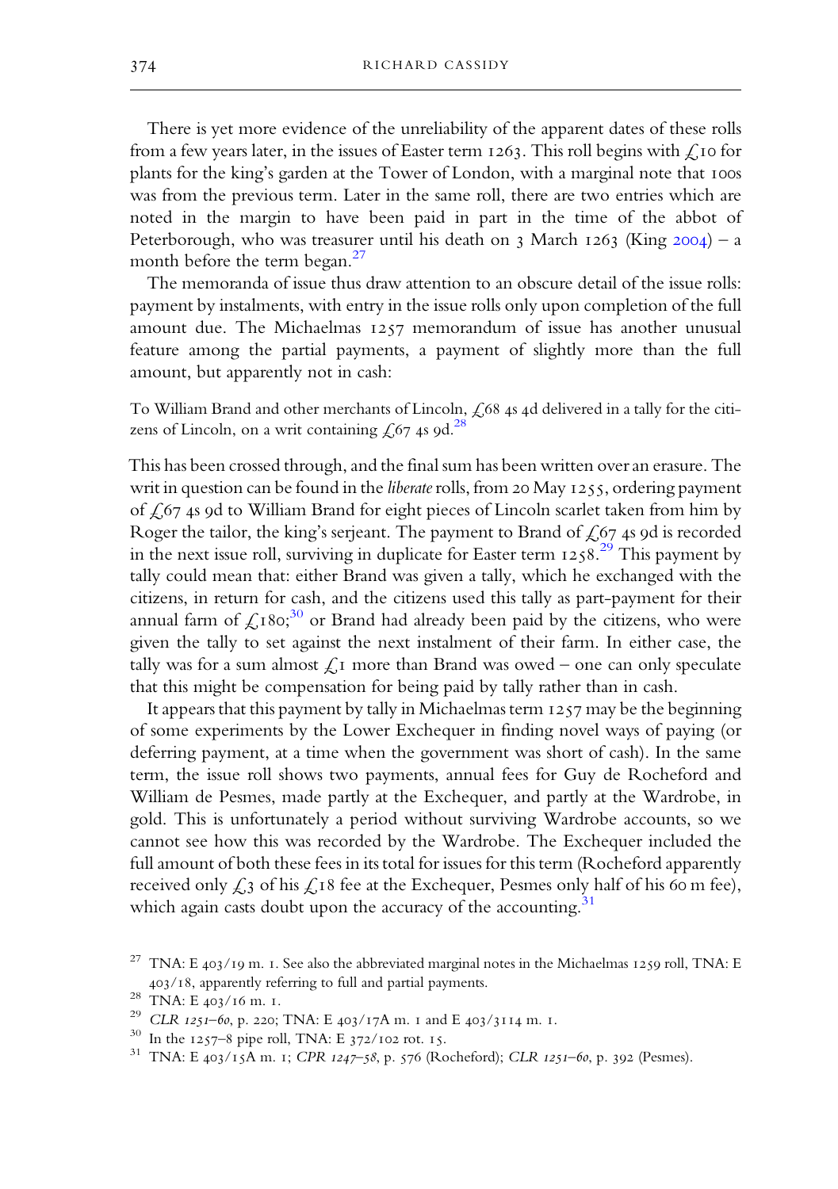There is yet more evidence of the unreliability of the apparent dates of these rolls from a few years later, in the issues of Easter term 1263. This roll begins with £10 for plants for the king's garden at the Tower of London, with a marginal note that 100s was from the previous term. Later in the same roll, there are two entries which are noted in the margin to have been paid in part in the time of the abbot of Peterborough, who was treasurer until his death on 3 March 1263 (King 2004) – a month before the term began.[27]

The memoranda of issue thus draw attention to an obscure detail of the issue rolls: payment by instalments, with entry in the issue rolls only upon completion of the full amount due. The Michaelmas 1257 memorandum of issue has another unusual feature among the partial payments, a payment of slightly more than the full amount, but apparently not in cash:

> To William Brand and other merchants of Lincoln, £68 4s 4d delivered in a tally for the citizens of Lincoln, on a writ containing £67 4s 9d.[28]

This has been crossed through, and the final sum has been written over an erasure. The writ in question can be found in the *liberate* rolls, from 20 May 1255, ordering payment of £67 4s 9d to William Brand for eight pieces of Lincoln scarlet taken from him by Roger the tailor, the king's serjeant. The payment to Brand of £67 4s 9d is recorded in the next issue roll, surviving in duplicate for Easter term 1258.[29] This payment by tally could mean that: either Brand was given a tally, which he exchanged with the citizens, in return for cash, and the citizens used this tally as part-payment for their annual farm of £180;[30] or Brand had already been paid by the citizens, who were given the tally to set against the next instalment of their farm. In either case, the tally was for a sum almost £1 more than Brand was owed – one can only speculate that this might be compensation for being paid by tally rather than in cash.

It appears that this payment by tally in Michaelmas term 1257 may be the beginning of some experiments by the Lower Exchequer in finding novel ways of paying (or deferring payment, at a time when the government was short of cash). In the same term, the issue roll shows two payments, annual fees for Guy de Rocheford and William de Pesmes, made partly at the Exchequer, and partly at the Wardrobe, in gold. This is unfortunately a period without surviving Wardrobe accounts, so we cannot see how this was recorded by the Wardrobe. The Exchequer included the full amount of both these fees in its total for issues for this term (Rocheford apparently received only £3 of his £18 fee at the Exchequer, Pesmes only half of his 60 m fee), which again casts doubt upon the accuracy of the accounting.[31]

---

[27] TNA: E 403/19 m. 1. See also the abbreviated marginal notes in the Michaelmas 1259 roll, TNA: E 403/18, apparently referring to full and partial payments.

[28] TNA: E 403/16 m. 1.

[29] *CLR 1251–60*, p. 220; TNA: E 403/17A m. 1 and E 403/3114 m. 1.

[30] In the 1257–8 pipe roll, TNA: E 372/102 rot. 15.

[31] TNA: E 403/15A m. 1; *CPR 1247–58*, p. 576 (Rocheford); *CLR 1251–60*, p. 392 (Pesmes).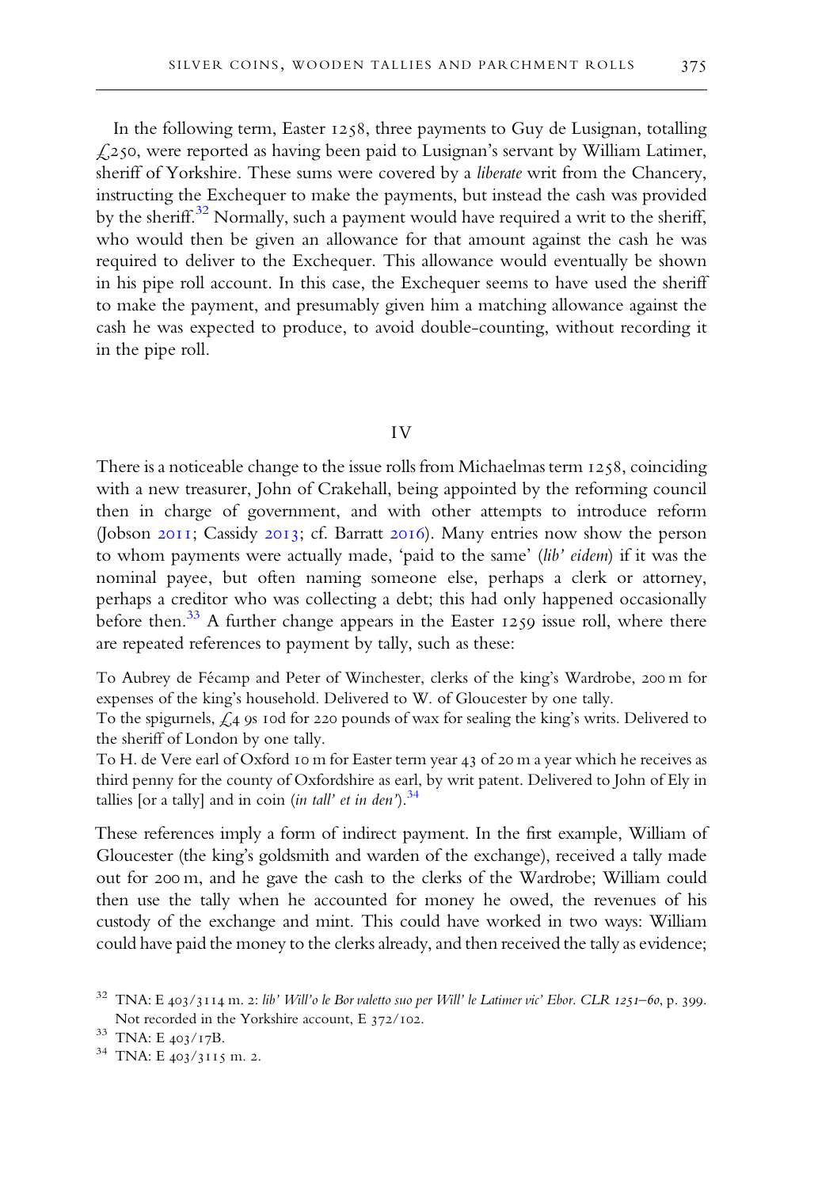In the following term, Easter 1258, three payments to Guy de Lusignan, totalling £250, were reported as having been paid to Lusignan's servant by William Latimer, sheriff of Yorkshire. These sums were covered by a *liberate* writ from the Chancery, instructing the Exchequer to make the payments, but instead the cash was provided by the sheriff.[32] Normally, such a payment would have required a writ to the sheriff, who would then be given an allowance for that amount against the cash he was required to deliver to the Exchequer. This allowance would eventually be shown in his pipe roll account. In this case, the Exchequer seems to have used the sheriff to make the payment, and presumably given him a matching allowance against the cash he was expected to produce, to avoid double-counting, without recording it in the pipe roll.

## IV

There is a noticeable change to the issue rolls from Michaelmas term 1258, coinciding with a new treasurer, John of Crakehall, being appointed by the reforming council then in charge of government, and with other attempts to introduce reform (Jobson 2011; Cassidy 2013; cf. Barratt 2016). Many entries now show the person to whom payments were actually made, 'paid to the same' (*lib' eidem*) if it was the nominal payee, but often naming someone else, perhaps a clerk or attorney, perhaps a creditor who was collecting a debt; this had only happened occasionally before then.[33] A further change appears in the Easter 1259 issue roll, where there are repeated references to payment by tally, such as these:

> To Aubrey de Fécamp and Peter of Winchester, clerks of the king's Wardrobe, 200 m for expenses of the king's household. Delivered to W. of Gloucester by one tally.
>
> To the spigurnels, £4 9s 10d for 220 pounds of wax for sealing the king's writs. Delivered to the sheriff of London by one tally.
>
> To H. de Vere earl of Oxford 10 m for Easter term year 43 of 20 m a year which he receives as third penny for the county of Oxfordshire as earl, by writ patent. Delivered to John of Ely in tallies [or a tally] and in coin (*in tall' et in den'*).[34]

These references imply a form of indirect payment. In the first example, William of Gloucester (the king's goldsmith and warden of the exchange), received a tally made out for 200 m, and he gave the cash to the clerks of the Wardrobe; William could then use the tally when he accounted for money he owed, the revenues of his custody of the exchange and mint. This could have worked in two ways: William could have paid the money to the clerks already, and then received the tally as evidence;

[32] TNA: E 403/3114 m. 2: *lib' Will'o le Bor valetto suo per Will' le Latimer vic' Ebor*. *CLR 1251–60*, p. 399. Not recorded in the Yorkshire account, E 372/102.

[33] TNA: E 403/17B.

[34] TNA: E 403/3115 m. 2.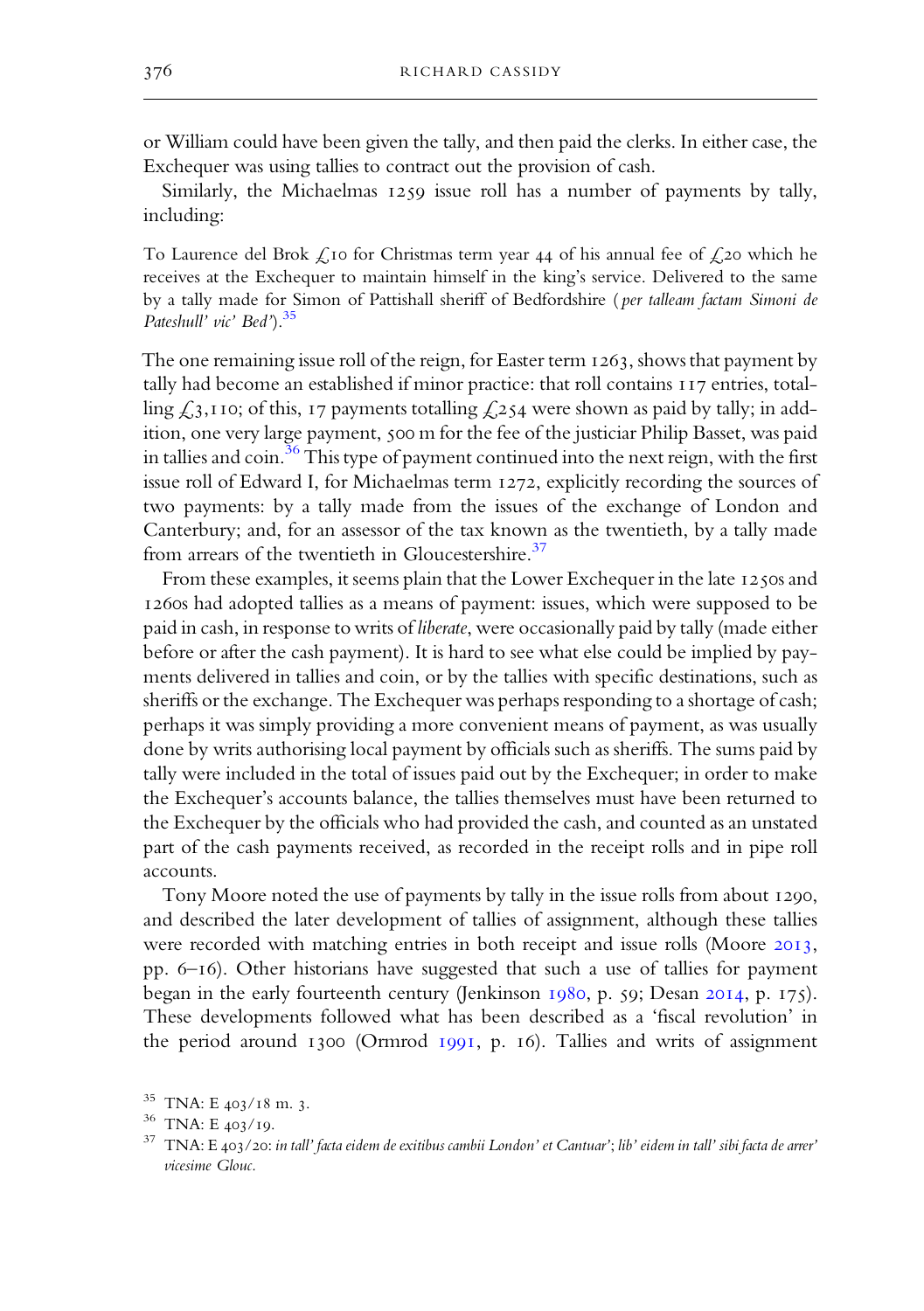or William could have been given the tally, and then paid the clerks. In either case, the Exchequer was using tallies to contract out the provision of cash.

Similarly, the Michaelmas 1259 issue roll has a number of payments by tally, including:

> To Laurence del Brok £10 for Christmas term year 44 of his annual fee of £20 which he receives at the Exchequer to maintain himself in the king's service. Delivered to the same by a tally made for Simon of Pattishall sheriff of Bedfordshire (*per talleam factam Simoni de Pateshull' vic' Bed'*).[35]

The one remaining issue roll of the reign, for Easter term 1263, shows that payment by tally had become an established if minor practice: that roll contains 117 entries, totalling £3,110; of this, 17 payments totalling £254 were shown as paid by tally; in addition, one very large payment, 500 m for the fee of the justiciar Philip Basset, was paid in tallies and coin.[36] This type of payment continued into the next reign, with the first issue roll of Edward I, for Michaelmas term 1272, explicitly recording the sources of two payments: by a tally made from the issues of the exchange of London and Canterbury; and, for an assessor of the tax known as the twentieth, by a tally made from arrears of the twentieth in Gloucestershire.[37]

From these examples, it seems plain that the Lower Exchequer in the late 1250s and 1260s had adopted tallies as a means of payment: issues, which were supposed to be paid in cash, in response to writs of *liberate*, were occasionally paid by tally (made either before or after the cash payment). It is hard to see what else could be implied by payments delivered in tallies and coin, or by the tallies with specific destinations, such as sheriffs or the exchange. The Exchequer was perhaps responding to a shortage of cash; perhaps it was simply providing a more convenient means of payment, as was usually done by writs authorising local payment by officials such as sheriffs. The sums paid by tally were included in the total of issues paid out by the Exchequer; in order to make the Exchequer's accounts balance, the tallies themselves must have been returned to the Exchequer by the officials who had provided the cash, and counted as an unstated part of the cash payments received, as recorded in the receipt rolls and in pipe roll accounts.

Tony Moore noted the use of payments by tally in the issue rolls from about 1290, and described the later development of tallies of assignment, although these tallies were recorded with matching entries in both receipt and issue rolls (Moore 2013, pp. 6–16). Other historians have suggested that such a use of tallies for payment began in the early fourteenth century (Jenkinson 1980, p. 59; Desan 2014, p. 175). These developments followed what has been described as a 'fiscal revolution' in the period around 1300 (Ormrod 1991, p. 16). Tallies and writs of assignment

---

[35] TNA: E 403/18 m. 3.

[36] TNA: E 403/19.

[37] TNA: E 403/20: *in tall' facta eidem de exitibus cambii London' et Cantuar'*; *lib' eidem in tall' sibi facta de arrer' vicesime Glouc.*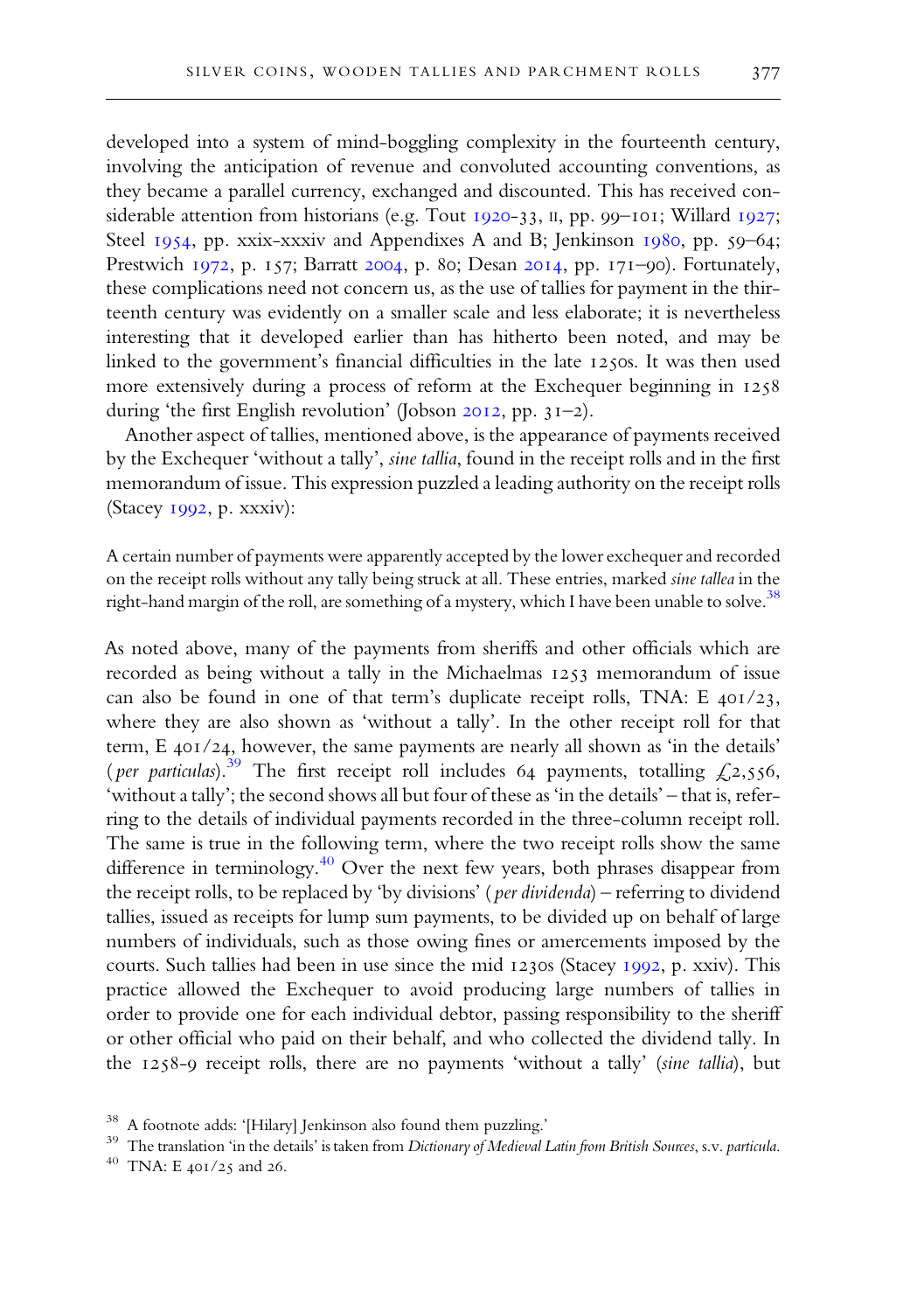developed into a system of mind-boggling complexity in the fourteenth century, involving the anticipation of revenue and convoluted accounting conventions, as they became a parallel currency, exchanged and discounted. This has received considerable attention from historians (e.g. Tout 1920–33, II, pp. 99–101; Willard 1927; Steel 1954, pp. xxix–xxxiv and Appendixes A and B; Jenkinson 1980, pp. 59–64; Prestwich 1972, p. 157; Barratt 2004, p. 80; Desan 2014, pp. 171–90). Fortunately, these complications need not concern us, as the use of tallies for payment in the thirteenth century was evidently on a smaller scale and less elaborate; it is nevertheless interesting that it developed earlier than has hitherto been noted, and may be linked to the government's financial difficulties in the late 1250s. It was then used more extensively during a process of reform at the Exchequer beginning in 1258 during 'the first English revolution' (Jobson 2012, pp. 31–2).

Another aspect of tallies, mentioned above, is the appearance of payments received by the Exchequer 'without a tally', *sine tallia*, found in the receipt rolls and in the first memorandum of issue. This expression puzzled a leading authority on the receipt rolls (Stacey 1992, p. xxxiv):

> A certain number of payments were apparently accepted by the lower exchequer and recorded on the receipt rolls without any tally being struck at all. These entries, marked *sine tallea* in the right-hand margin of the roll, are something of a mystery, which I have been unable to solve.[38]

As noted above, many of the payments from sheriffs and other officials which are recorded as being without a tally in the Michaelmas 1253 memorandum of issue can also be found in one of that term's duplicate receipt rolls, TNA: E 401/23, where they are also shown as 'without a tally'. In the other receipt roll for that term, E 401/24, however, the same payments are nearly all shown as 'in the details' (*per particulas*).[39] The first receipt roll includes 64 payments, totalling £2,556, 'without a tally'; the second shows all but four of these as 'in the details' – that is, referring to the details of individual payments recorded in the three-column receipt roll. The same is true in the following term, where the two receipt rolls show the same difference in terminology.[40] Over the next few years, both phrases disappear from the receipt rolls, to be replaced by 'by divisions' (*per dividenda*) – referring to dividend tallies, issued as receipts for lump sum payments, to be divided up on behalf of large numbers of individuals, such as those owing fines or amercements imposed by the courts. Such tallies had been in use since the mid 1230s (Stacey 1992, p. xxiv). This practice allowed the Exchequer to avoid producing large numbers of tallies in order to provide one for each individual debtor, passing responsibility to the sheriff or other official who paid on their behalf, and who collected the dividend tally. In the 1258-9 receipt rolls, there are no payments 'without a tally' (*sine tallia*), but

[38] A footnote adds: '[Hilary] Jenkinson also found them puzzling.'

[39] The translation 'in the details' is taken from *Dictionary of Medieval Latin from British Sources*, s.v. *particula*.

[40] TNA: E 401/25 and 26.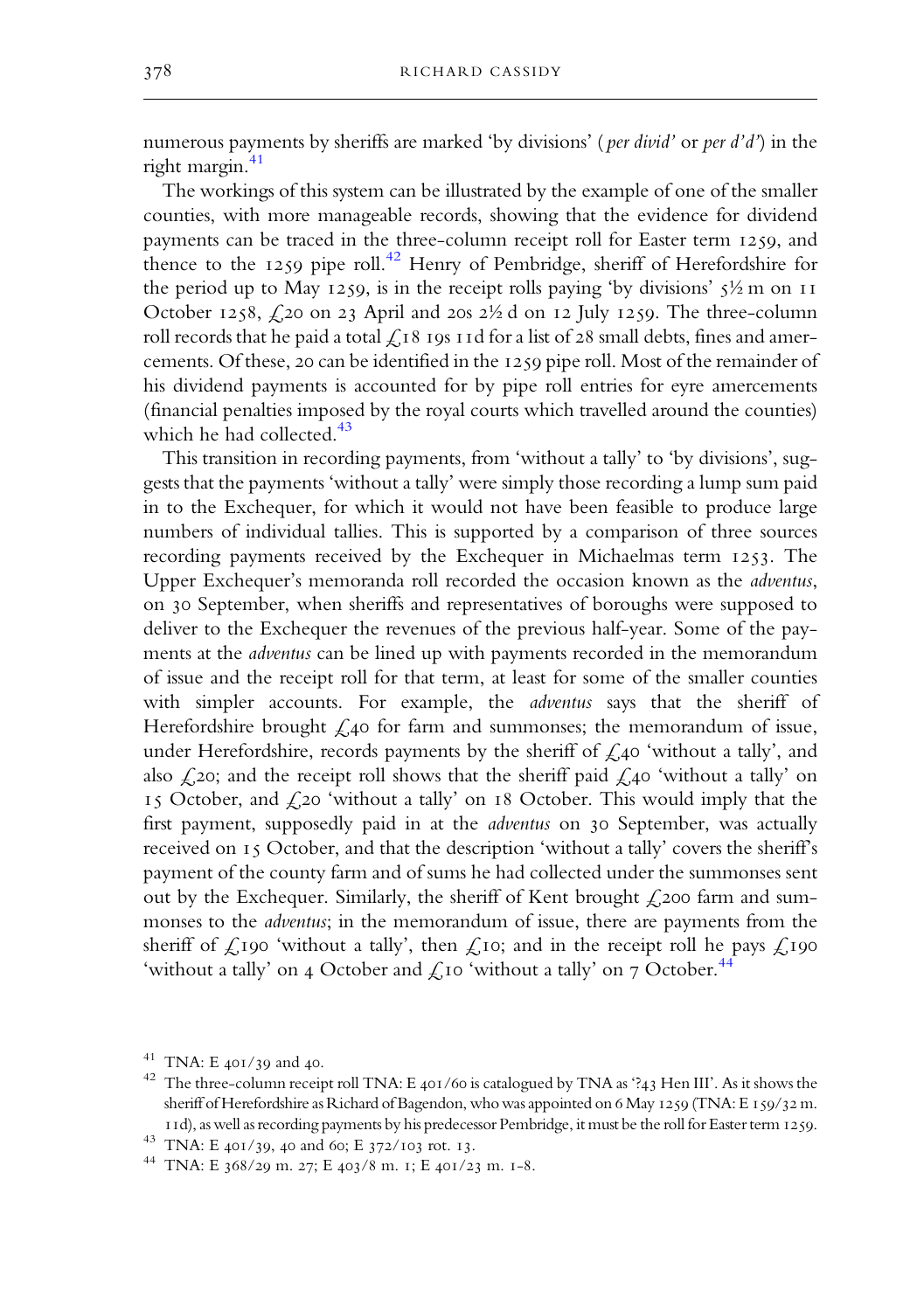numerous payments by sheriffs are marked 'by divisions' (*per divid'* or *per d'd'*) in the right margin.[41]

The workings of this system can be illustrated by the example of one of the smaller counties, with more manageable records, showing that the evidence for dividend payments can be traced in the three-column receipt roll for Easter term 1259, and thence to the 1259 pipe roll.[42] Henry of Pembridge, sheriff of Herefordshire for the period up to May 1259, is in the receipt rolls paying 'by divisions' 5½ m on 11 October 1258, £20 on 23 April and 20s 2½ d on 12 July 1259. The three-column roll records that he paid a total £18 19s 11d for a list of 28 small debts, fines and amercements. Of these, 20 can be identified in the 1259 pipe roll. Most of the remainder of his dividend payments is accounted for by pipe roll entries for eyre amercements (financial penalties imposed by the royal courts which travelled around the counties) which he had collected.[43]

This transition in recording payments, from 'without a tally' to 'by divisions', suggests that the payments 'without a tally' were simply those recording a lump sum paid in to the Exchequer, for which it would not have been feasible to produce large numbers of individual tallies. This is supported by a comparison of three sources recording payments received by the Exchequer in Michaelmas term 1253. The Upper Exchequer's memoranda roll recorded the occasion known as the *adventus*, on 30 September, when sheriffs and representatives of boroughs were supposed to deliver to the Exchequer the revenues of the previous half-year. Some of the payments at the *adventus* can be lined up with payments recorded in the memorandum of issue and the receipt roll for that term, at least for some of the smaller counties with simpler accounts. For example, the *adventus* says that the sheriff of Herefordshire brought £40 for farm and summonses; the memorandum of issue, under Herefordshire, records payments by the sheriff of £40 'without a tally', and also £20; and the receipt roll shows that the sheriff paid £40 'without a tally' on 15 October, and £20 'without a tally' on 18 October. This would imply that the first payment, supposedly paid in at the *adventus* on 30 September, was actually received on 15 October, and that the description 'without a tally' covers the sheriff's payment of the county farm and of sums he had collected under the summonses sent out by the Exchequer. Similarly, the sheriff of Kent brought £200 farm and summonses to the *adventus*; in the memorandum of issue, there are payments from the sheriff of £190 'without a tally', then £10; and in the receipt roll he pays £190 'without a tally' on 4 October and £10 'without a tally' on 7 October.[44]

[41] TNA: E 401/39 and 40.

[42] The three-column receipt roll TNA: E 401/60 is catalogued by TNA as '?43 Hen III'. As it shows the sheriff of Herefordshire as Richard of Bagendon, who was appointed on 6 May 1259 (TNA: E 159/32 m. 11d), as well as recording payments by his predecessor Pembridge, it must be the roll for Easter term 1259.

[43] TNA: E 401/39, 40 and 60; E 372/103 rot. 13.

[44] TNA: E 368/29 m. 27; E 403/8 m. 1; E 401/23 m. 1-8.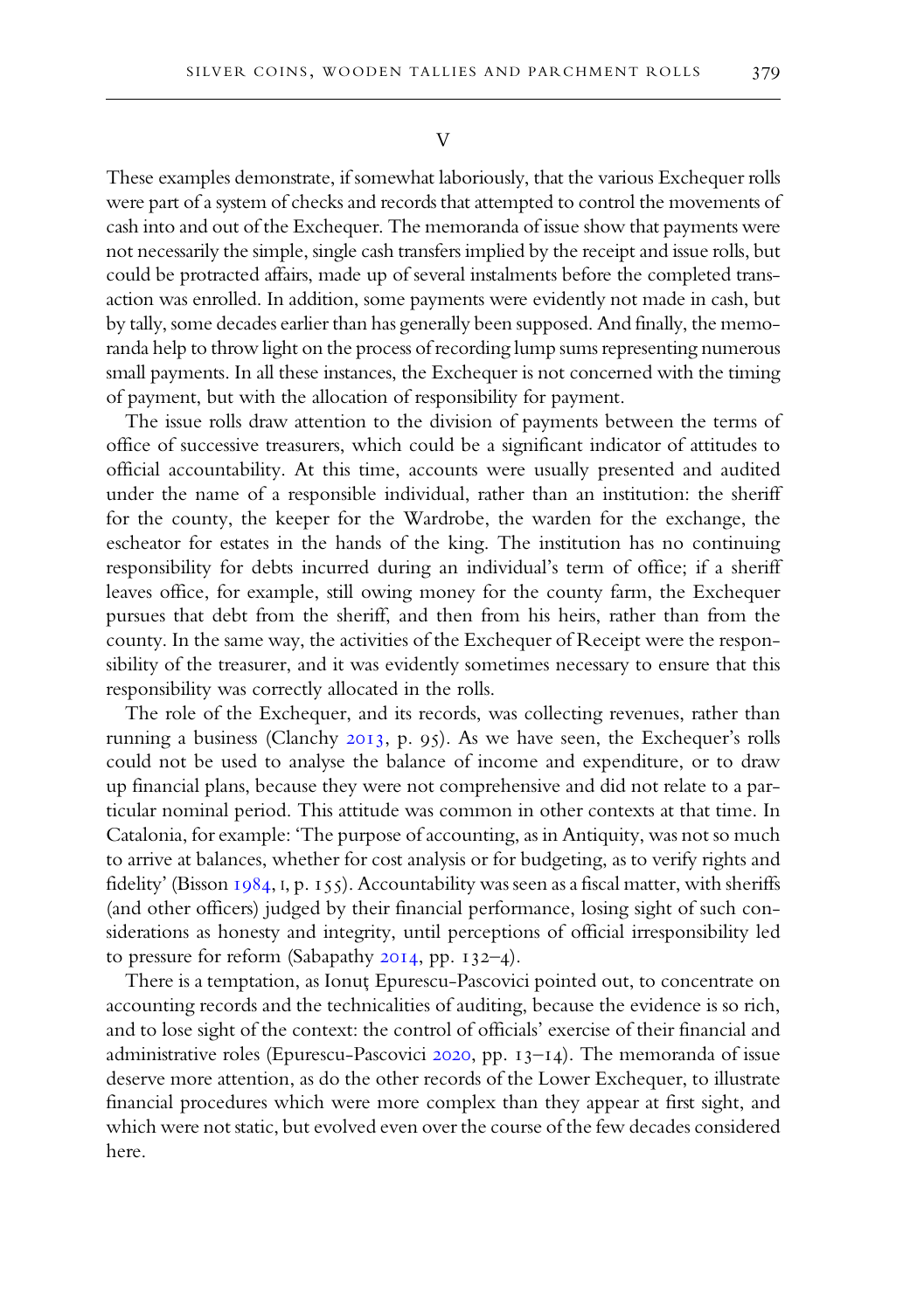## V

These examples demonstrate, if somewhat laboriously, that the various Exchequer rolls were part of a system of checks and records that attempted to control the movements of cash into and out of the Exchequer. The memoranda of issue show that payments were not necessarily the simple, single cash transfers implied by the receipt and issue rolls, but could be protracted affairs, made up of several instalments before the completed transaction was enrolled. In addition, some payments were evidently not made in cash, but by tally, some decades earlier than has generally been supposed. And finally, the memoranda help to throw light on the process of recording lump sums representing numerous small payments. In all these instances, the Exchequer is not concerned with the timing of payment, but with the allocation of responsibility for payment.

The issue rolls draw attention to the division of payments between the terms of office of successive treasurers, which could be a significant indicator of attitudes to official accountability. At this time, accounts were usually presented and audited under the name of a responsible individual, rather than an institution: the sheriff for the county, the keeper for the Wardrobe, the warden for the exchange, the escheator for estates in the hands of the king. The institution has no continuing responsibility for debts incurred during an individual's term of office; if a sheriff leaves office, for example, still owing money for the county farm, the Exchequer pursues that debt from the sheriff, and then from his heirs, rather than from the county. In the same way, the activities of the Exchequer of Receipt were the responsibility of the treasurer, and it was evidently sometimes necessary to ensure that this responsibility was correctly allocated in the rolls.

The role of the Exchequer, and its records, was collecting revenues, rather than running a business (Clanchy 2013, p. 95). As we have seen, the Exchequer's rolls could not be used to analyse the balance of income and expenditure, or to draw up financial plans, because they were not comprehensive and did not relate to a particular nominal period. This attitude was common in other contexts at that time. In Catalonia, for example: 'The purpose of accounting, as in Antiquity, was not so much to arrive at balances, whether for cost analysis or for budgeting, as to verify rights and fidelity' (Bisson 1984, I, p. 155). Accountability was seen as a fiscal matter, with sheriffs (and other officers) judged by their financial performance, losing sight of such considerations as honesty and integrity, until perceptions of official irresponsibility led to pressure for reform (Sabapathy 2014, pp. 132–4).

There is a temptation, as Ionuţ Epurescu-Pascovici pointed out, to concentrate on accounting records and the technicalities of auditing, because the evidence is so rich, and to lose sight of the context: the control of officials' exercise of their financial and administrative roles (Epurescu-Pascovici 2020, pp. 13–14). The memoranda of issue deserve more attention, as do the other records of the Lower Exchequer, to illustrate financial procedures which were more complex than they appear at first sight, and which were not static, but evolved even over the course of the few decades considered here.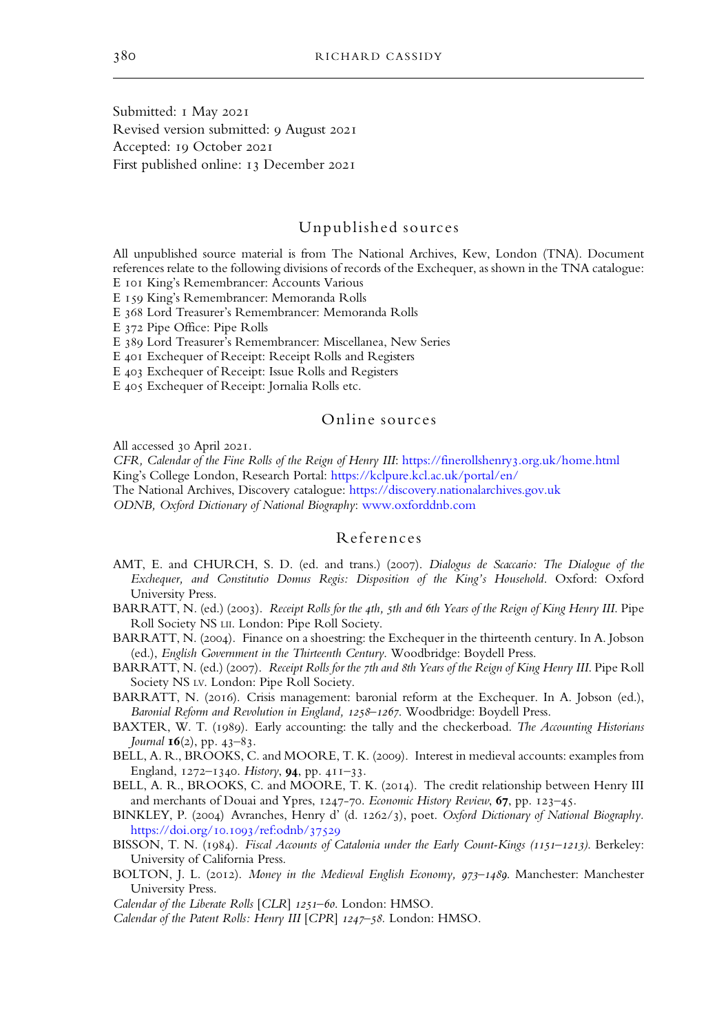Submitted: 1 May 2021
Revised version submitted: 9 August 2021
Accepted: 19 October 2021
First published online: 13 December 2021

## Unpublished sources

All unpublished source material is from The National Archives, Kew, London (TNA). Document references relate to the following divisions of records of the Exchequer, as shown in the TNA catalogue:
E 101 King's Remembrancer: Accounts Various
E 159 King's Remembrancer: Memoranda Rolls
E 368 Lord Treasurer's Remembrancer: Memoranda Rolls
E 372 Pipe Office: Pipe Rolls
E 389 Lord Treasurer's Remembrancer: Miscellanea, New Series
E 401 Exchequer of Receipt: Receipt Rolls and Registers
E 403 Exchequer of Receipt: Issue Rolls and Registers
E 405 Exchequer of Receipt: Jornalia Rolls etc.

## Online sources

All accessed 30 April 2021.
*CFR, Calendar of the Fine Rolls of the Reign of Henry III*: https://finerollshenry3.org.uk/home.html
King's College London, Research Portal: https://kclpure.kcl.ac.uk/portal/en/
The National Archives, Discovery catalogue: https://discovery.nationalarchives.gov.uk
*ODNB, Oxford Dictionary of National Biography*: www.oxforddnb.com

## References

AMT, E. and CHURCH, S. D. (ed. and trans.) (2007). *Dialogus de Scaccario: The Dialogue of the Exchequer, and Constitutio Domus Regis: Disposition of the King's Household*. Oxford: Oxford University Press.

BARRATT, N. (ed.) (2003). *Receipt Rolls for the 4th, 5th and 6th Years of the Reign of King Henry III*. Pipe Roll Society NS LII. London: Pipe Roll Society.

BARRATT, N. (2004). Finance on a shoestring: the Exchequer in the thirteenth century. In A. Jobson (ed.), *English Government in the Thirteenth Century*. Woodbridge: Boydell Press.

BARRATT, N. (ed.) (2007). *Receipt Rolls for the 7th and 8th Years of the Reign of King Henry III*. Pipe Roll Society NS LV. London: Pipe Roll Society.

BARRATT, N. (2016). Crisis management: baronial reform at the Exchequer. In A. Jobson (ed.), *Baronial Reform and Revolution in England, 1258–1267*. Woodbridge: Boydell Press.

BAXTER, W. T. (1989). Early accounting: the tally and the checkerboad. *The Accounting Historians Journal* **16**(2), pp. 43–83.

BELL, A. R., BROOKS, C. and MOORE, T. K. (2009). Interest in medieval accounts: examples from England, 1272–1340. *History*, **94**, pp. 411–33.

BELL, A. R., BROOKS, C. and MOORE, T. K. (2014). The credit relationship between Henry III and merchants of Douai and Ypres, 1247-70. *Economic History Review*, **67**, pp. 123–45.

BINKLEY, P. (2004) Avranches, Henry d' (d. 1262/3), poet. *Oxford Dictionary of National Biography*. https://doi.org/10.1093/ref:odnb/37529

BISSON, T. N. (1984). *Fiscal Accounts of Catalonia under the Early Count-Kings (1151–1213)*. Berkeley: University of California Press.

BOLTON, J. L. (2012). *Money in the Medieval English Economy, 973–1489*. Manchester: Manchester University Press.

*Calendar of the Liberate Rolls* [*CLR*] *1251–60*. London: HMSO.

*Calendar of the Patent Rolls: Henry III* [*CPR*] *1247–58*. London: HMSO.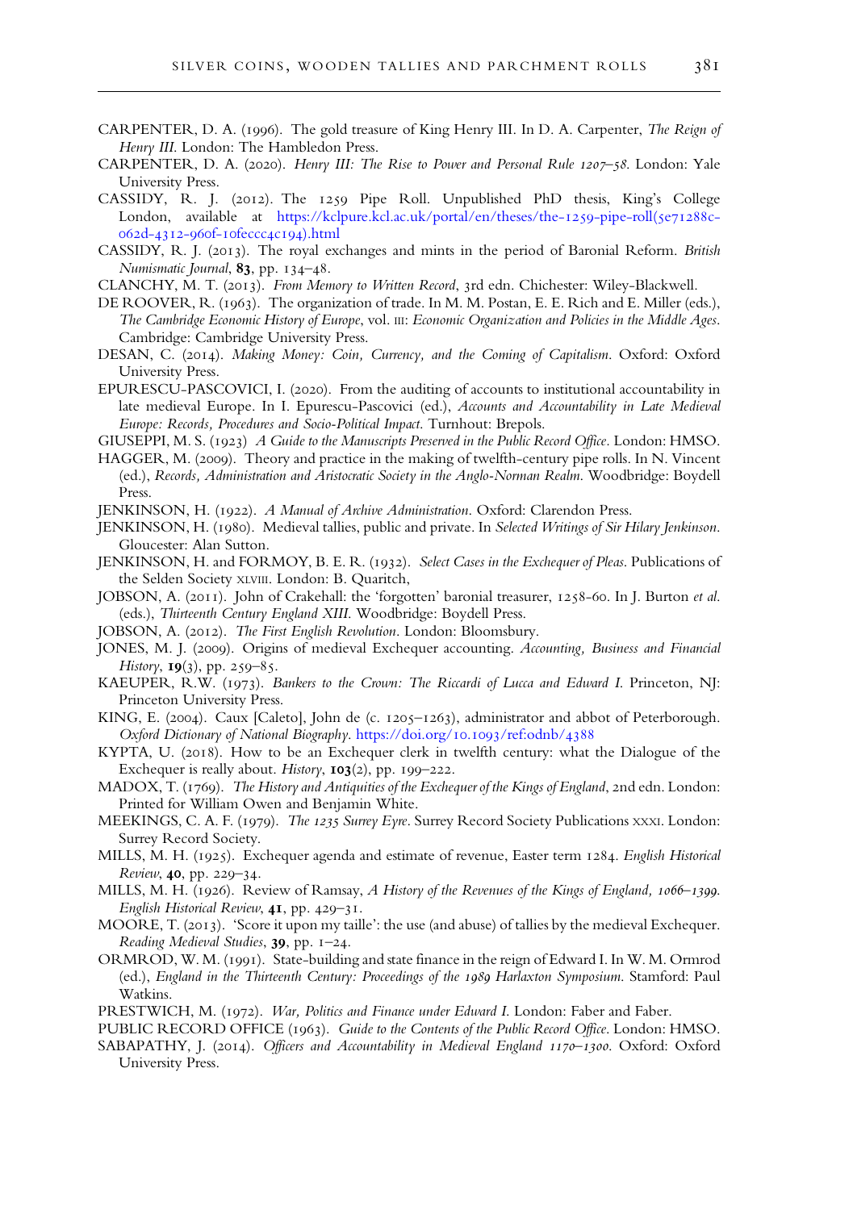CARPENTER, D. A. (1996). The gold treasure of King Henry III. In D. A. Carpenter, *The Reign of Henry III*. London: The Hambledon Press.

CARPENTER, D. A. (2020). *Henry III: The Rise to Power and Personal Rule 1207–58*. London: Yale University Press.

CASSIDY, R. J. (2012). The 1259 Pipe Roll. Unpublished PhD thesis, King's College London, available at https://kclpure.kcl.ac.uk/portal/en/theses/the-1259-pipe-roll(5e71288c-062d-4312-960f-10feccc4c194).html

CASSIDY, R. J. (2013). The royal exchanges and mints in the period of Baronial Reform. *British Numismatic Journal*, **83**, pp. 134–48.

CLANCHY, M. T. (2013). *From Memory to Written Record*, 3rd edn. Chichester: Wiley-Blackwell.

DE ROOVER, R. (1963). The organization of trade. In M. M. Postan, E. E. Rich and E. Miller (eds.), *The Cambridge Economic History of Europe*, vol. III: *Economic Organization and Policies in the Middle Ages*. Cambridge: Cambridge University Press.

DESAN, C. (2014). *Making Money: Coin, Currency, and the Coming of Capitalism*. Oxford: Oxford University Press.

EPURESCU-PASCOVICI, I. (2020). From the auditing of accounts to institutional accountability in late medieval Europe. In I. Epurescu-Pascovici (ed.), *Accounts and Accountability in Late Medieval Europe: Records, Procedures and Socio-Political Impact*. Turnhout: Brepols.

GIUSEPPI, M. S. (1923) *A Guide to the Manuscripts Preserved in the Public Record Office*. London: HMSO.

HAGGER, M. (2009). Theory and practice in the making of twelfth-century pipe rolls. In N. Vincent (ed.), *Records, Administration and Aristocratic Society in the Anglo-Norman Realm*. Woodbridge: Boydell Press.

JENKINSON, H. (1922). *A Manual of Archive Administration*. Oxford: Clarendon Press.

JENKINSON, H. (1980). Medieval tallies, public and private. In *Selected Writings of Sir Hilary Jenkinson*. Gloucester: Alan Sutton.

JENKINSON, H. and FORMOY, B. E. R. (1932). *Select Cases in the Exchequer of Pleas*. Publications of the Selden Society XLVIII. London: B. Quaritch,

JOBSON, A. (2011). John of Crakehall: the 'forgotten' baronial treasurer, 1258-60. In J. Burton *et al.* (eds.), *Thirteenth Century England XIII*. Woodbridge: Boydell Press.

JOBSON, A. (2012). *The First English Revolution*. London: Bloomsbury.

JONES, M. J. (2009). Origins of medieval Exchequer accounting. *Accounting, Business and Financial History*, **19**(3), pp. 259–85.

KAEUPER, R.W. (1973). *Bankers to the Crown: The Riccardi of Lucca and Edward I*. Princeton, NJ: Princeton University Press.

KING, E. (2004). Caux [Caleto], John de (c. 1205–1263), administrator and abbot of Peterborough. *Oxford Dictionary of National Biography*. https://doi.org/10.1093/ref:odnb/4388

KYPTA, U. (2018). How to be an Exchequer clerk in twelfth century: what the Dialogue of the Exchequer is really about. *History*, **103**(2), pp. 199–222.

MADOX, T. (1769). *The History and Antiquities of the Exchequer of the Kings of England*, 2nd edn. London: Printed for William Owen and Benjamin White.

MEEKINGS, C. A. F. (1979). *The 1235 Surrey Eyre*. Surrey Record Society Publications XXXI. London: Surrey Record Society.

MILLS, M. H. (1925). Exchequer agenda and estimate of revenue, Easter term 1284. *English Historical Review*, **40**, pp. 229–34.

MILLS, M. H. (1926). Review of Ramsay, *A History of the Revenues of the Kings of England, 1066–1399*. *English Historical Review*, **41**, pp. 429–31.

MOORE, T. (2013). 'Score it upon my taille': the use (and abuse) of tallies by the medieval Exchequer. *Reading Medieval Studies*, **39**, pp. 1–24.

ORMROD, W. M. (1991). State-building and state finance in the reign of Edward I. In W. M. Ormrod (ed.), *England in the Thirteenth Century: Proceedings of the 1989 Harlaxton Symposium*. Stamford: Paul Watkins.

PRESTWICH, M. (1972). *War, Politics and Finance under Edward I*. London: Faber and Faber.

PUBLIC RECORD OFFICE (1963). *Guide to the Contents of the Public Record Office*. London: HMSO.

SABAPATHY, J. (2014). *Officers and Accountability in Medieval England 1170–1300*. Oxford: Oxford University Press.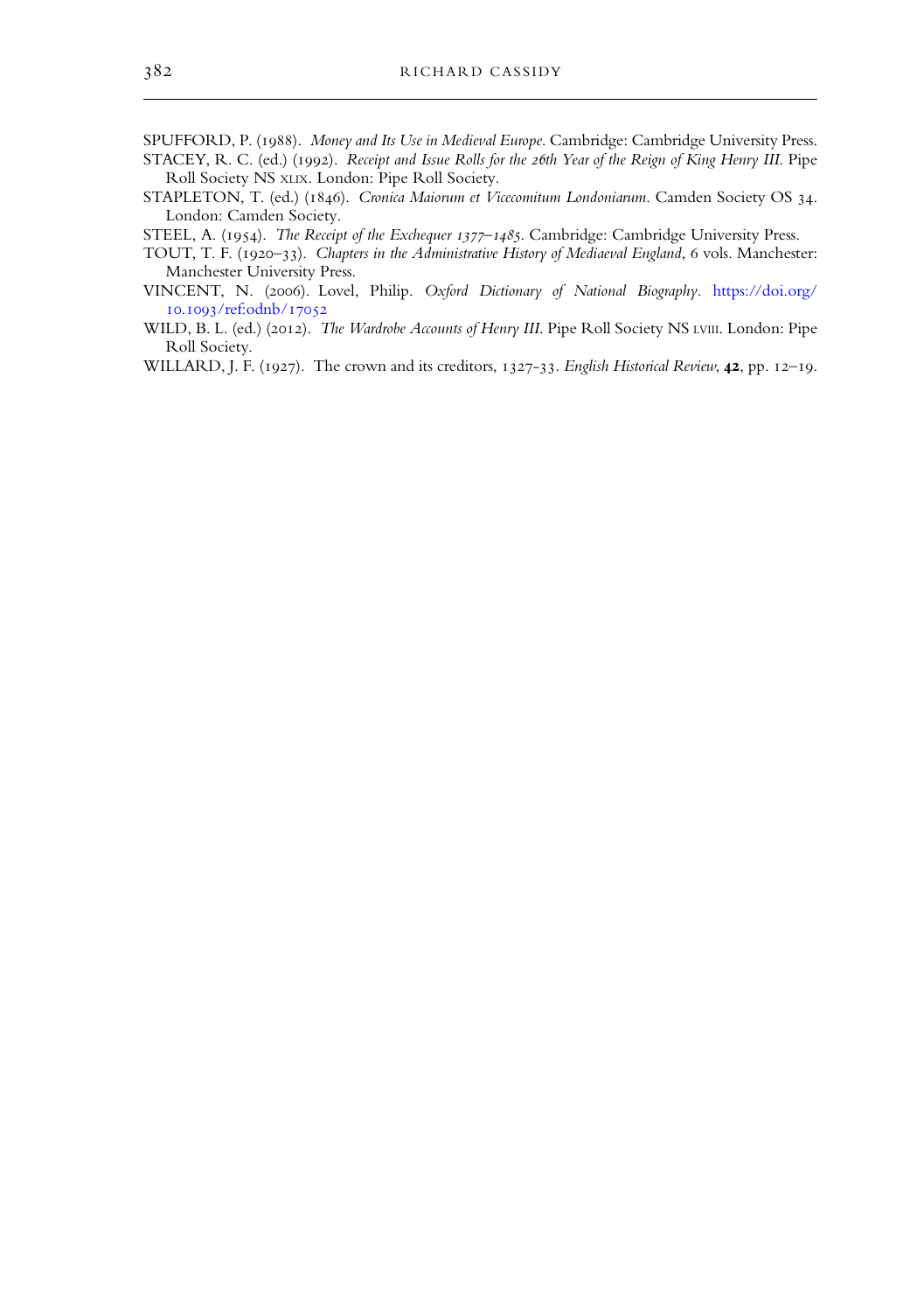SPUFFORD, P. (1988). *Money and Its Use in Medieval Europe*. Cambridge: Cambridge University Press.

STACEY, R. C. (ed.) (1992). *Receipt and Issue Rolls for the 26th Year of the Reign of King Henry III*. Pipe Roll Society NS XLIX. London: Pipe Roll Society.

STAPLETON, T. (ed.) (1846). *Cronica Maiorum et Vicecomitum Londoniarum*. Camden Society OS 34. London: Camden Society.

STEEL, A. (1954). *The Receipt of the Exchequer 1377–1485*. Cambridge: Cambridge University Press.

TOUT, T. F. (1920–33). *Chapters in the Administrative History of Mediaeval England*, 6 vols. Manchester: Manchester University Press.

VINCENT, N. (2006). Lovel, Philip. *Oxford Dictionary of National Biography*. https://doi.org/10.1093/ref:odnb/17052

WILD, B. L. (ed.) (2012). *The Wardrobe Accounts of Henry III*. Pipe Roll Society NS LVIII. London: Pipe Roll Society.

WILLARD, J. F. (1927). The crown and its creditors, 1327-33. *English Historical Review*, **42**, pp. 12–19.